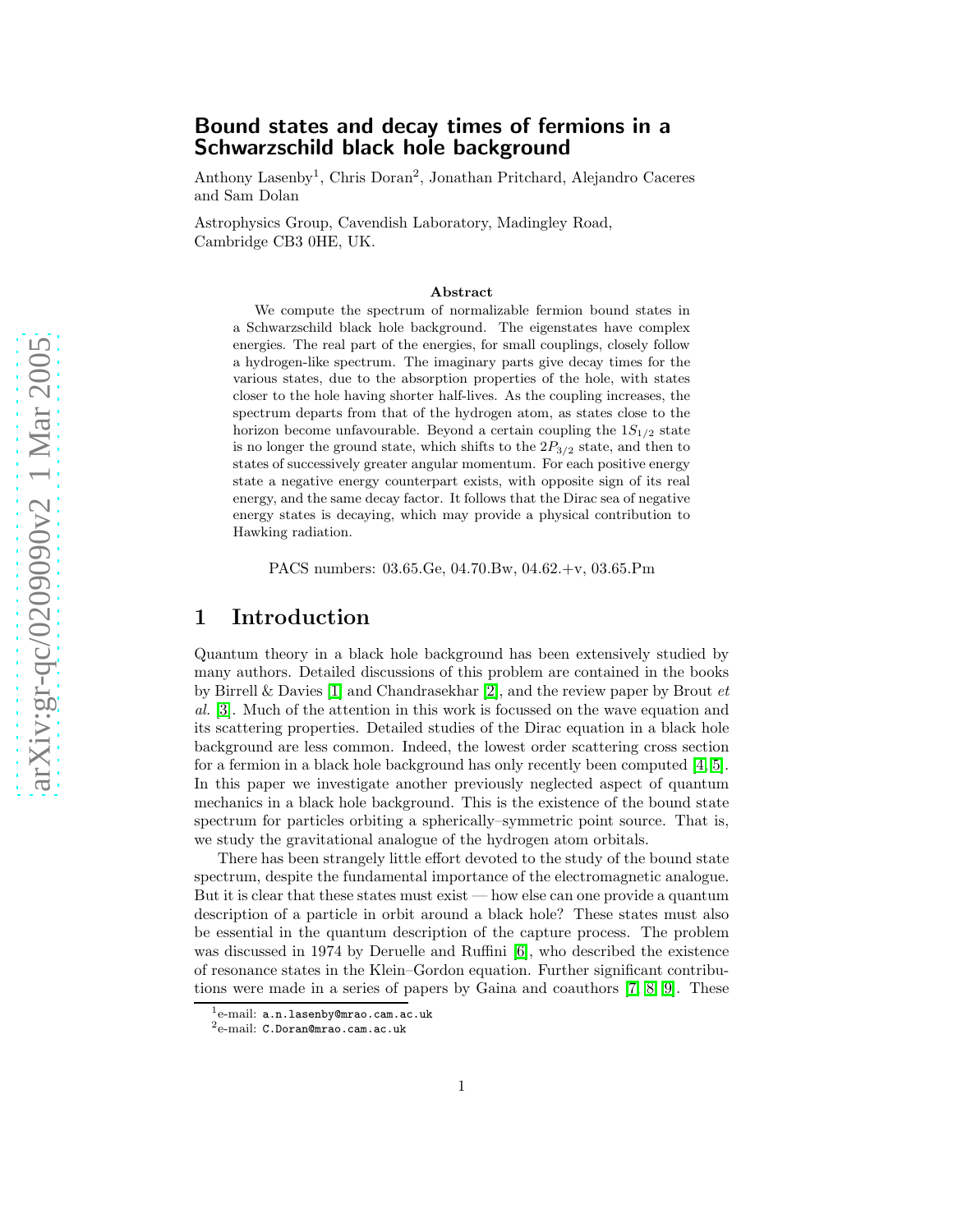# Bound states and decay times of fermions in a Schwarzschild black hole background

Anthony Lasenby[1], Chris Doran[2], Jonathan Pritchard, Alejandro Caceres and Sam Dolan

Astrophysics Group, Cavendish Laboratory, Madingley Road, Cambridge CB3 0HE, UK.

**Abstract**

We compute the spectrum of normalizable fermion bound states in a Schwarzschild black hole background. The eigenstates have complex energies. The real part of the energies, for small couplings, closely follow a hydrogen-like spectrum. The imaginary parts give decay times for the various states, due to the absorption properties of the hole, with states closer to the hole having shorter half-lives. As the coupling increases, the spectrum departs from that of the hydrogen atom, as states close to the horizon become unfavourable. Beyond a certain coupling the $1S_{1/2}$ state is no longer the ground state, which shifts to the $2P_{3/2}$ state, and then to states of successively greater angular momentum. For each positive energy state a negative energy counterpart exists, with opposite sign of its real energy, and the same decay factor. It follows that the Dirac sea of negative energy states is decaying, which may provide a physical contribution to Hawking radiation.

PACS numbers: 03.65.Ge, 04.70.Bw, 04.62.+v, 03.65.Pm

## 1 Introduction

Quantum theory in a black hole background has been extensively studied by many authors. Detailed discussions of this problem are contained in the books by Birrell & Davies [1] and Chandrasekhar [2], and the review paper by Brout *et al.* [3]. Much of the attention in this work is focussed on the wave equation and its scattering properties. Detailed studies of the Dirac equation in a black hole background are less common. Indeed, the lowest order scattering cross section for a fermion in a black hole background has only recently been computed [4, 5]. In this paper we investigate another previously neglected aspect of quantum mechanics in a black hole background. This is the existence of the bound state spectrum for particles orbiting a spherically–symmetric point source. That is, we study the gravitational analogue of the hydrogen atom orbitals.

There has been strangely little effort devoted to the study of the bound state spectrum, despite the fundamental importance of the electromagnetic analogue. But it is clear that these states must exist — how else can one provide a quantum description of a particle in orbit around a black hole? These states must also be essential in the quantum description of the capture process. The problem was discussed in 1974 by Deruelle and Ruffini [6], who described the existence of resonance states in the Klein–Gordon equation. Further significant contributions were made in a series of papers by Gaina and coauthors [7, 8, 9]. These

[1] e-mail: `a.n.lasenby@mrao.cam.ac.uk`

[2] e-mail: `C.Doran@mrao.cam.ac.uk`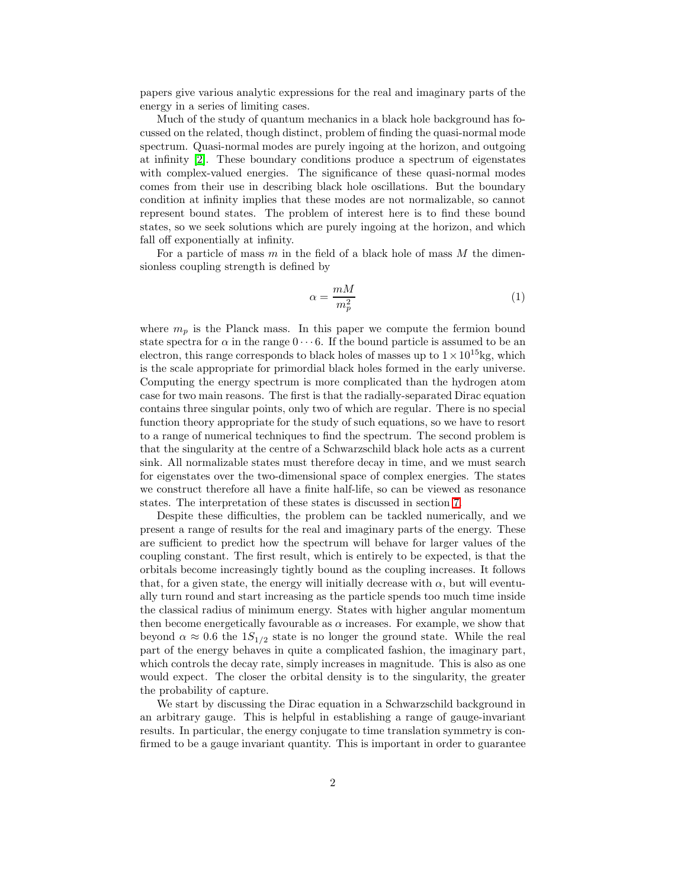papers give various analytic expressions for the real and imaginary parts of the energy in a series of limiting cases.

Much of the study of quantum mechanics in a black hole background has focussed on the related, though distinct, problem of finding the quasi-normal mode spectrum. Quasi-normal modes are purely ingoing at the horizon, and outgoing at infinity [2]. These boundary conditions produce a spectrum of eigenstates with complex-valued energies. The significance of these quasi-normal modes comes from their use in describing black hole oscillations. But the boundary condition at infinity implies that these modes are not normalizable, so cannot represent bound states. The problem of interest here is to find these bound states, so we seek solutions which are purely ingoing at the horizon, and which fall off exponentially at infinity.

For a particle of mass $m$ in the field of a black hole of mass $M$ the dimensionless coupling strength is defined by

$$\alpha = \frac{mM}{m_p^2} \tag{1}$$

where $m_p$ is the Planck mass. In this paper we compute the fermion bound state spectra for $\alpha$ in the range $0 \cdots 6$. If the bound particle is assumed to be an electron, this range corresponds to black holes of masses up to $1 \times 10^{15}$kg, which is the scale appropriate for primordial black holes formed in the early universe. Computing the energy spectrum is more complicated than the hydrogen atom case for two main reasons. The first is that the radially-separated Dirac equation contains three singular points, only two of which are regular. There is no special function theory appropriate for the study of such equations, so we have to resort to a range of numerical techniques to find the spectrum. The second problem is that the singularity at the centre of a Schwarzschild black hole acts as a current sink. All normalizable states must therefore decay in time, and we must search for eigenstates over the two-dimensional space of complex energies. The states we construct therefore all have a finite half-life, so can be viewed as resonance states. The interpretation of these states is discussed in section 7.

Despite these difficulties, the problem can be tackled numerically, and we present a range of results for the real and imaginary parts of the energy. These are sufficient to predict how the spectrum will behave for larger values of the coupling constant. The first result, which is entirely to be expected, is that the orbitals become increasingly tightly bound as the coupling increases. It follows that, for a given state, the energy will initially decrease with $\alpha$, but will eventually turn round and start increasing as the particle spends too much time inside the classical radius of minimum energy. States with higher angular momentum then become energetically favourable as $\alpha$ increases. For example, we show that beyond $\alpha \approx 0.6$ the $1S_{1/2}$ state is no longer the ground state. While the real part of the energy behaves in quite a complicated fashion, the imaginary part, which controls the decay rate, simply increases in magnitude. This is also as one would expect. The closer the orbital density is to the singularity, the greater the probability of capture.

We start by discussing the Dirac equation in a Schwarzschild background in an arbitrary gauge. This is helpful in establishing a range of gauge-invariant results. In particular, the energy conjugate to time translation symmetry is confirmed to be a gauge invariant quantity. This is important in order to guarantee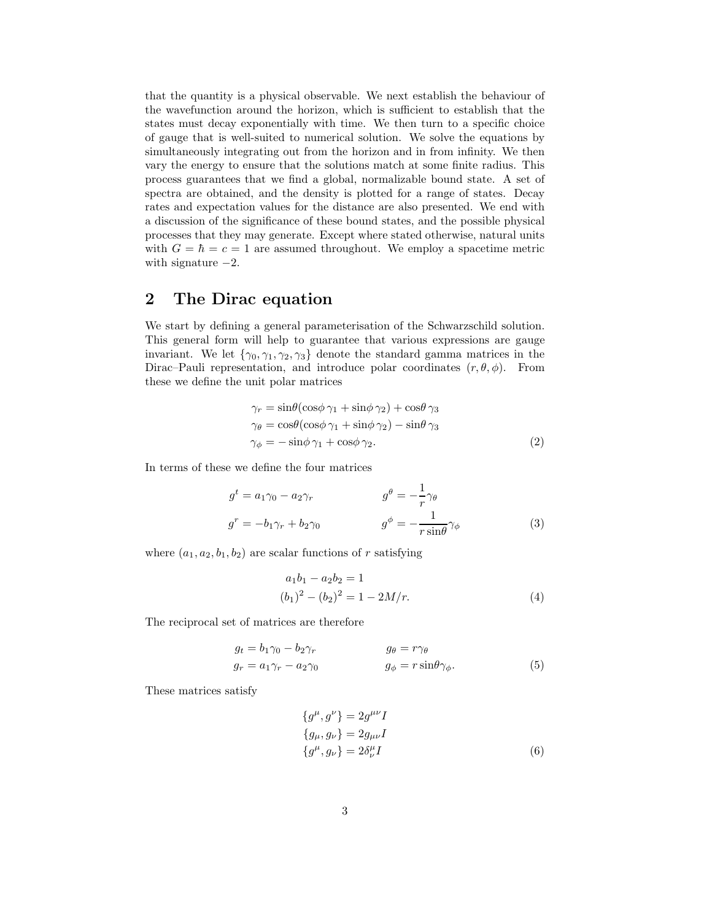that the quantity is a physical observable. We next establish the behaviour of the wavefunction around the horizon, which is sufficient to establish that the states must decay exponentially with time. We then turn to a specific choice of gauge that is well-suited to numerical solution. We solve the equations by simultaneously integrating out from the horizon and in from infinity. We then vary the energy to ensure that the solutions match at some finite radius. This process guarantees that we find a global, normalizable bound state. A set of spectra are obtained, and the density is plotted for a range of states. Decay rates and expectation values for the distance are also presented. We end with a discussion of the significance of these bound states, and the possible physical processes that they may generate. Except where stated otherwise, natural units with $G = \hbar = c = 1$ are assumed throughout. We employ a spacetime metric with signature $-2$.

## 2 The Dirac equation

We start by defining a general parameterisation of the Schwarzschild solution. This general form will help to guarantee that various expressions are gauge invariant. We let $\{\gamma_0, \gamma_1, \gamma_2, \gamma_3\}$ denote the standard gamma matrices in the Dirac–Pauli representation, and introduce polar coordinates $(r, \theta, \phi)$. From these we define the unit polar matrices

$$
\begin{aligned}
\gamma_r &= \sin\theta(\cos\phi\,\gamma_1 + \sin\phi\,\gamma_2) + \cos\theta\,\gamma_3 \\
\gamma_\theta &= \cos\theta(\cos\phi\,\gamma_1 + \sin\phi\,\gamma_2) - \sin\theta\,\gamma_3 \\
\gamma_\phi &= -\sin\phi\,\gamma_1 + \cos\phi\,\gamma_2.
\end{aligned} \tag{2}
$$

In terms of these we define the four matrices

$$
\begin{aligned}
g^t &= a_1\gamma_0 - a_2\gamma_r & \qquad g^\theta &= -\frac{1}{r}\gamma_\theta \\
g^r &= -b_1\gamma_r + b_2\gamma_0 & \qquad g^\phi &= -\frac{1}{r\sin\theta}\gamma_\phi
\end{aligned} \tag{3}
$$

where $(a_1, a_2, b_1, b_2)$ are scalar functions of $r$ satisfying

$$
\begin{aligned}
a_1 b_1 - a_2 b_2 &= 1 \\
(b_1)^2 - (b_2)^2 &= 1 - 2M/r.
\end{aligned} \tag{4}
$$

The reciprocal set of matrices are therefore

$$
\begin{aligned}
g_t &= b_1\gamma_0 - b_2\gamma_r & \qquad g_\theta &= r\gamma_\theta \\
g_r &= a_1\gamma_r - a_2\gamma_0 & \qquad g_\phi &= r\sin\theta\gamma_\phi.
\end{aligned} \tag{5}
$$

These matrices satisfy

$$
\begin{aligned}
\{g^\mu, g^\nu\} &= 2g^{\mu\nu} I \\
\{g_\mu, g_\nu\} &= 2g_{\mu\nu} I \\
\{g^\mu, g_\nu\} &= 2\delta^\mu_\nu I
\end{aligned} \tag{6}
$$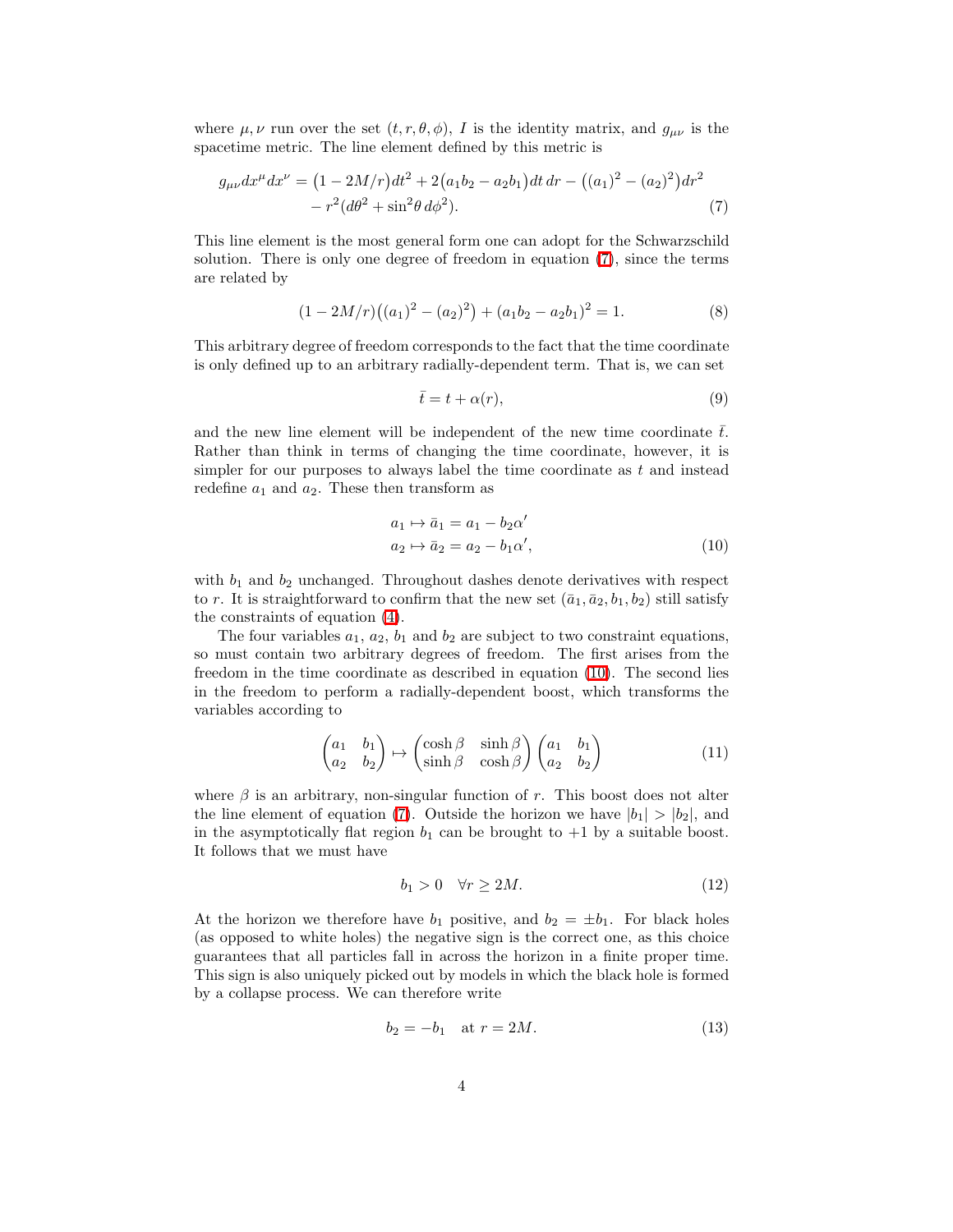where $\mu, \nu$ run over the set $(t, r, \theta, \phi)$, $I$ is the identity matrix, and $g_{\mu\nu}$ is the spacetime metric. The line element defined by this metric is

$$
\begin{aligned}
g_{\mu\nu} dx^\mu dx^\nu = \big(1 - 2M/r\big) dt^2 + 2\big(a_1 b_2 - a_2 b_1\big) dt\, dr - \big((a_1)^2 - (a_2)^2\big) dr^2 \\
- r^2 (d\theta^2 + \sin^2\theta \, d\phi^2).
\end{aligned}
\tag{7}
$$

This line element is the most general form one can adopt for the Schwarzschild solution. There is only one degree of freedom in equation (7), since the terms are related by

$$
(1 - 2M/r)\big((a_1)^2 - (a_2)^2\big) + (a_1 b_2 - a_2 b_1)^2 = 1. \tag{8}
$$

This arbitrary degree of freedom corresponds to the fact that the time coordinate is only defined up to an arbitrary radially-dependent term. That is, we can set

$$
\bar{t} = t + \alpha(r), \tag{9}
$$

and the new line element will be independent of the new time coordinate $\bar{t}$. Rather than think in terms of changing the time coordinate, however, it is simpler for our purposes to always label the time coordinate as $t$ and instead redefine $a_1$ and $a_2$. These then transform as

$$
\begin{aligned}
a_1 \mapsto \bar{a}_1 &= a_1 - b_2 \alpha' \\
a_2 \mapsto \bar{a}_2 &= a_2 - b_1 \alpha',
\end{aligned}
\tag{10}
$$

with $b_1$ and $b_2$ unchanged. Throughout dashes denote derivatives with respect to $r$. It is straightforward to confirm that the new set $(\bar{a}_1, \bar{a}_2, b_1, b_2)$ still satisfy the constraints of equation (4).

The four variables $a_1$, $a_2$, $b_1$ and $b_2$ are subject to two constraint equations, so must contain two arbitrary degrees of freedom. The first arises from the freedom in the time coordinate as described in equation (10). The second lies in the freedom to perform a radially-dependent boost, which transforms the variables according to

$$
\begin{pmatrix} a_1 & b_1 \\ a_2 & b_2 \end{pmatrix} \mapsto \begin{pmatrix} \cosh\beta & \sinh\beta \\ \sinh\beta & \cosh\beta \end{pmatrix} \begin{pmatrix} a_1 & b_1 \\ a_2 & b_2 \end{pmatrix} \tag{11}
$$

where $\beta$ is an arbitrary, non-singular function of $r$. This boost does not alter the line element of equation (7). Outside the horizon we have $|b_1| > |b_2|$, and in the asymptotically flat region $b_1$ can be brought to $+1$ by a suitable boost. It follows that we must have

$$
b_1 > 0 \quad \forall r \geq 2M. \tag{12}
$$

At the horizon we therefore have $b_1$ positive, and $b_2 = \pm b_1$. For black holes (as opposed to white holes) the negative sign is the correct one, as this choice guarantees that all particles fall in across the horizon in a finite proper time. This sign is also uniquely picked out by models in which the black hole is formed by a collapse process. We can therefore write

$$
b_2 = -b_1 \quad \text{at } r = 2M. \tag{13}
$$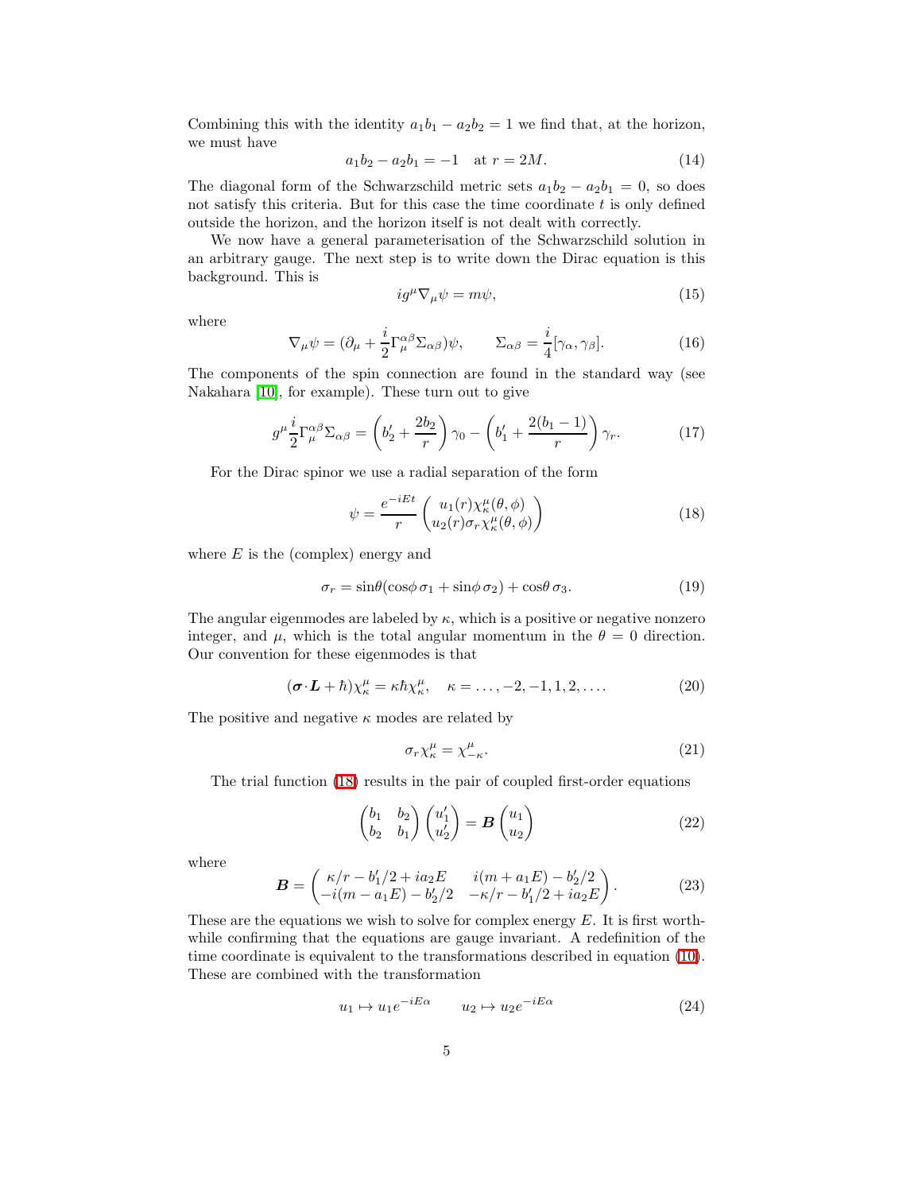Combining this with the identity $a_1b_1 - a_2b_2 = 1$ we find that, at the horizon, we must have

$$a_1b_2 - a_2b_1 = -1 \quad \text{at } r = 2M. \tag{14}$$

The diagonal form of the Schwarzschild metric sets $a_1b_2 - a_2b_1 = 0$, so does not satisfy this criteria. But for this case the time coordinate $t$ is only defined outside the horizon, and the horizon itself is not dealt with correctly.

We now have a general parameterisation of the Schwarzschild solution in an arbitrary gauge. The next step is to write down the Dirac equation is this background. This is

$$ig^\mu \nabla_\mu \psi = m\psi, \tag{15}$$

where

$$\nabla_\mu \psi = (\partial_\mu + \frac{i}{2}\Gamma_\mu^{\alpha\beta}\Sigma_{\alpha\beta})\psi, \qquad \Sigma_{\alpha\beta} = \frac{i}{4}[\gamma_\alpha, \gamma_\beta]. \tag{16}$$

The components of the spin connection are found in the standard way (see Nakahara [10], for example). These turn out to give

$$g^\mu \frac{i}{2}\Gamma_\mu^{\alpha\beta}\Sigma_{\alpha\beta} = \left(b_2' + \frac{2b_2}{r}\right)\gamma_0 - \left(b_1' + \frac{2(b_1 - 1)}{r}\right)\gamma_r. \tag{17}$$

For the Dirac spinor we use a radial separation of the form

$$\psi = \frac{e^{-iEt}}{r}\begin{pmatrix} u_1(r)\chi_\kappa^\mu(\theta,\phi) \\ u_2(r)\sigma_r\chi_\kappa^\mu(\theta,\phi)\end{pmatrix} \tag{18}$$

where $E$ is the (complex) energy and

$$\sigma_r = \sin\theta(\cos\phi\,\sigma_1 + \sin\phi\,\sigma_2) + \cos\theta\,\sigma_3. \tag{19}$$

The angular eigenmodes are labeled by $\kappa$, which is a positive or negative nonzero integer, and $\mu$, which is the total angular momentum in the $\theta = 0$ direction. Our convention for these eigenmodes is that

$$(\boldsymbol{\sigma}\cdot\boldsymbol{L} + \hbar)\chi_\kappa^\mu = \kappa\hbar\chi_\kappa^\mu, \quad \kappa = \ldots, -2, -1, 1, 2, \ldots. \tag{20}$$

The positive and negative $\kappa$ modes are related by

$$\sigma_r \chi_\kappa^\mu = \chi_{-\kappa}^\mu. \tag{21}$$

The trial function (18) results in the pair of coupled first-order equations

$$\begin{pmatrix} b_1 & b_2 \\ b_2 & b_1 \end{pmatrix}\begin{pmatrix} u_1' \\ u_2' \end{pmatrix} = \boldsymbol{B}\begin{pmatrix} u_1 \\ u_2 \end{pmatrix} \tag{22}$$

where

$$\boldsymbol{B} = \begin{pmatrix} \kappa/r - b_1'/2 + ia_2E & i(m + a_1E) - b_2'/2 \\ -i(m - a_1E) - b_2'/2 & -\kappa/r - b_1'/2 + ia_2E \end{pmatrix}. \tag{23}$$

These are the equations we wish to solve for complex energy $E$. It is first worthwhile confirming that the equations are gauge invariant. A redefinition of the time coordinate is equivalent to the transformations described in equation (10). These are combined with the transformation

$$u_1 \mapsto u_1 e^{-iE\alpha} \qquad u_2 \mapsto u_2 e^{-iE\alpha} \tag{24}$$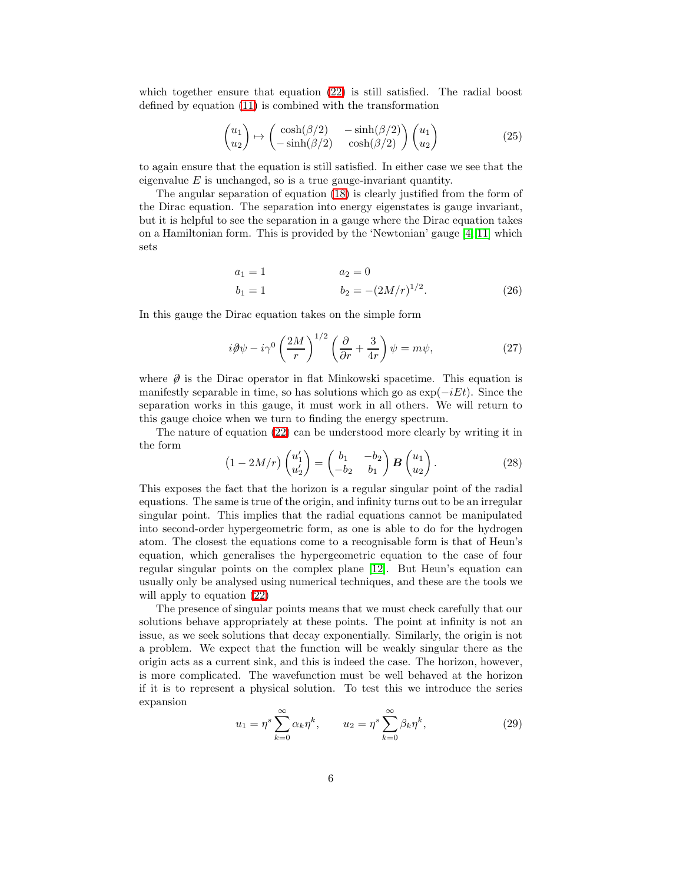which together ensure that equation (22) is still satisfied. The radial boost defined by equation (11) is combined with the transformation

$$\begin{pmatrix} u_1 \\ u_2 \end{pmatrix} \mapsto \begin{pmatrix} \cosh(\beta/2) & -\sinh(\beta/2) \\ -\sinh(\beta/2) & \cosh(\beta/2) \end{pmatrix} \begin{pmatrix} u_1 \\ u_2 \end{pmatrix} \tag{25}$$

to again ensure that the equation is still satisfied. In either case we see that the eigenvalue $E$ is unchanged, so is a true gauge-invariant quantity.

The angular separation of equation (18) is clearly justified from the form of the Dirac equation. The separation into energy eigenstates is gauge invariant, but it is helpful to see the separation in a gauge where the Dirac equation takes on a Hamiltonian form. This is provided by the 'Newtonian' gauge [4, 11] which sets

$$\begin{aligned} a_1 &= 1 \qquad & a_2 &= 0 \\ b_1 &= 1 \qquad & b_2 &= -(2M/r)^{1/2}. \end{aligned} \tag{26}$$

In this gauge the Dirac equation takes on the simple form

$$i\partial\!\!\!/\psi - i\gamma^0 \left(\frac{2M}{r}\right)^{1/2} \left(\frac{\partial}{\partial r} + \frac{3}{4r}\right)\psi = m\psi, \tag{27}$$

where $\partial\!\!\!/$ is the Dirac operator in flat Minkowski spacetime. This equation is manifestly separable in time, so has solutions which go as $\exp(-iEt)$. Since the separation works in this gauge, it must work in all others. We will return to this gauge choice when we turn to finding the energy spectrum.

The nature of equation (22) can be understood more clearly by writing it in the form

$$\left(1 - 2M/r\right)\begin{pmatrix} u_1' \\ u_2' \end{pmatrix} = \begin{pmatrix} b_1 & -b_2 \\ -b_2 & b_1 \end{pmatrix} \boldsymbol{B} \begin{pmatrix} u_1 \\ u_2 \end{pmatrix}. \tag{28}$$

This exposes the fact that the horizon is a regular singular point of the radial equations. The same is true of the origin, and infinity turns out to be an irregular singular point. This implies that the radial equations cannot be manipulated into second-order hypergeometric form, as one is able to do for the hydrogen atom. The closest the equations come to a recognisable form is that of Heun's equation, which generalises the hypergeometric equation to the case of four regular singular points on the complex plane [12]. But Heun's equation can usually only be analysed using numerical techniques, and these are the tools we will apply to equation (22)

The presence of singular points means that we must check carefully that our solutions behave appropriately at these points. The point at infinity is not an issue, as we seek solutions that decay exponentially. Similarly, the origin is not a problem. We expect that the function will be weakly singular there as the origin acts as a current sink, and this is indeed the case. The horizon, however, is more complicated. The wavefunction must be well behaved at the horizon if it is to represent a physical solution. To test this we introduce the series expansion

$$u_1 = \eta^s \sum_{k=0}^{\infty} \alpha_k \eta^k, \qquad u_2 = \eta^s \sum_{k=0}^{\infty} \beta_k \eta^k, \tag{29}$$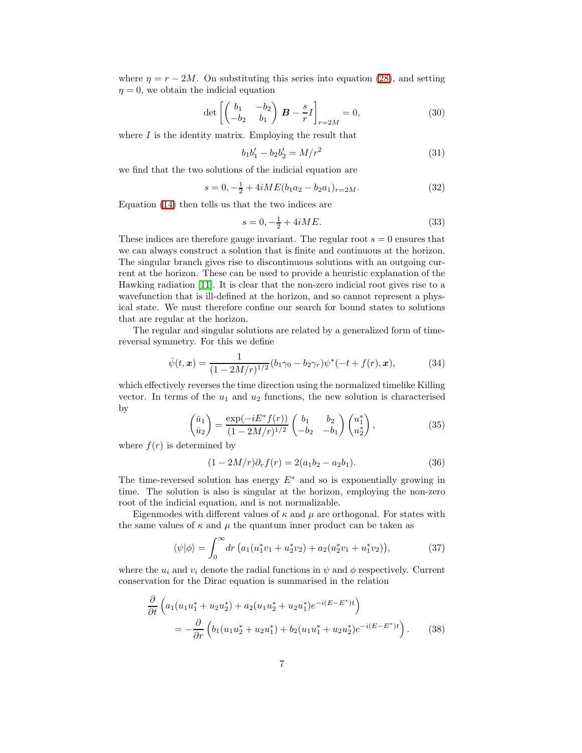where $\eta = r - 2M$. On substituting this series into equation (28), and setting $\eta = 0$, we obtain the indicial equation

$$\det \left[ \begin{pmatrix} b_1 & -b_2 \\ -b_2 & b_1 \end{pmatrix} \boldsymbol{B} - \frac{s}{r} I \right]_{r=2M} = 0, \tag{30}$$

where $I$ is the identity matrix. Employing the result that

$$b_1 b_1' - b_2 b_2' = M/r^2 \tag{31}$$

we find that the two solutions of the indicial equation are

$$s = 0, -\tfrac{1}{2} + 4iME(b_1 a_2 - b_2 a_1)_{r=2M}. \tag{32}$$

Equation (14) then tells us that the two indices are

$$s = 0, -\tfrac{1}{2} + 4iME. \tag{33}$$

These indices are therefore gauge invariant. The regular root $s = 0$ ensures that we can always construct a solution that is finite and continuous at the horizon. The singular branch gives rise to discontinuous solutions with an outgoing current at the horizon. These can be used to provide a heuristic explanation of the Hawking radiation [11]. It is clear that the non-zero indicial root gives rise to a wavefunction that is ill-defined at the horizon, and so cannot represent a physical state. We must therefore confine our search for bound states to solutions that are regular at the horizon.

The regular and singular solutions are related by a generalized form of time-reversal symmetry. For this we define

$$\bar{\psi}(t, \boldsymbol{x}) = \frac{1}{(1 - 2M/r)^{1/2}} (b_1 \gamma_0 - b_2 \gamma_r) \psi^*(-t + f(r), \boldsymbol{x}), \tag{34}$$

which effectively reverses the time direction using the normalized timelike Killing vector. In terms of the $u_1$ and $u_2$ functions, the new solution is characterised by

$$\begin{pmatrix} \bar{u}_1 \\ \bar{u}_2 \end{pmatrix} = \frac{\exp(-iE^* f(r))}{(1 - 2M/r)^{1/2}} \begin{pmatrix} b_1 & b_2 \\ -b_2 & -b_1 \end{pmatrix} \begin{pmatrix} u_1^* \\ u_2^* \end{pmatrix}, \tag{35}$$

where $f(r)$ is determined by

$$(1 - 2M/r)\partial_r f(r) = 2(a_1 b_2 - a_2 b_1). \tag{36}$$

The time-reversed solution has energy $E^*$ and so is exponentially growing in time. The solution is also is singular at the horizon, employing the non-zero root of the indicial equation, and is not normalizable.

Eigenmodes with different values of $\kappa$ and $\mu$ are orthogonal. For states with the same values of $\kappa$ and $\mu$ the quantum inner product can be taken as

$$\langle \psi | \phi \rangle = \int_0^\infty dr \, \big( a_1 (u_1^* v_1 + u_2^* v_2) + a_2 (u_2^* v_1 + u_1^* v_2) \big), \tag{37}$$

where the $u_i$ and $v_i$ denote the radial functions in $\psi$ and $\phi$ respectively. Current conservation for the Dirac equation is summarised in the relation

$$\begin{aligned} \frac{\partial}{\partial t} \Big( a_1 (u_1 u_1^* + u_2 u_2^*) &+ a_2 (u_1 u_2^* + u_2 u_1^*) e^{-i(E - E^*)t} \Big) \\ &= -\frac{\partial}{\partial r} \Big( b_1 (u_1 u_2^* + u_2 u_1^*) + b_2 (u_1 u_1^* + u_2 u_2^*) e^{-i(E - E^*)t} \Big). \end{aligned} \tag{38}$$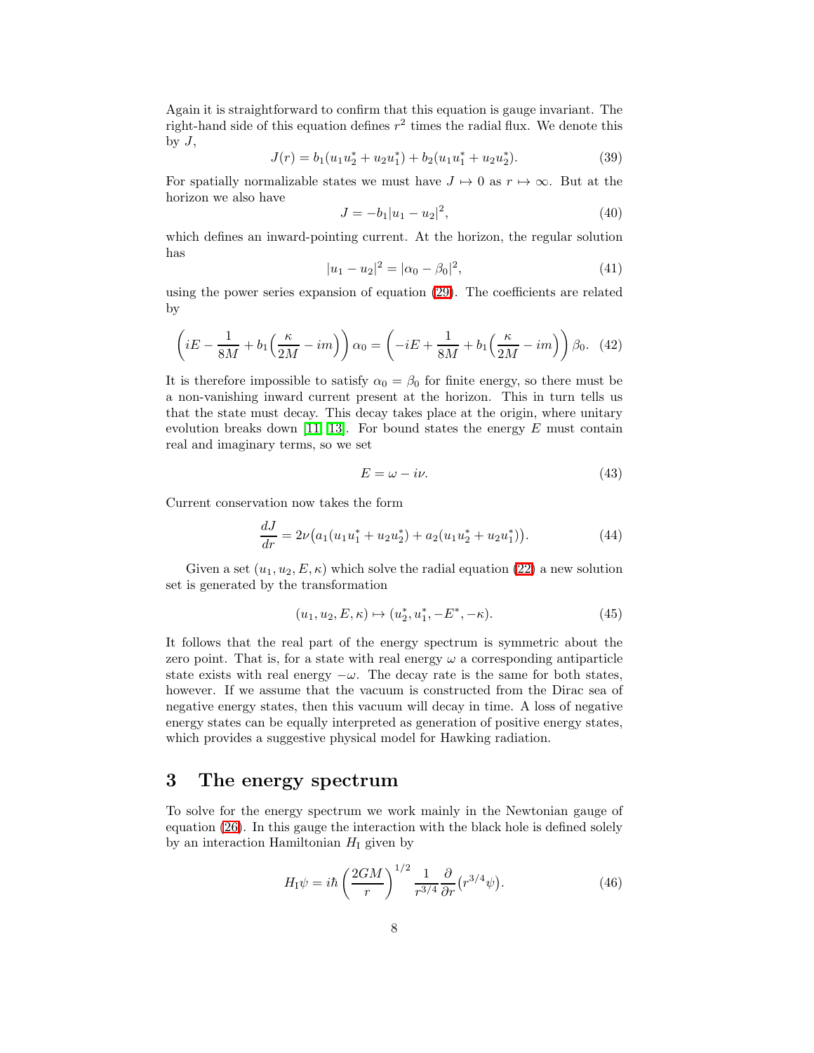Again it is straightforward to confirm that this equation is gauge invariant. The right-hand side of this equation defines $r^2$ times the radial flux. We denote this by $J$,

$$J(r) = b_1(u_1 u_2^* + u_2 u_1^*) + b_2(u_1 u_1^* + u_2 u_2^*). \tag{39}$$

For spatially normalizable states we must have $J \mapsto 0$ as $r \mapsto \infty$. But at the horizon we also have

$$J = -b_1 |u_1 - u_2|^2, \tag{40}$$

which defines an inward-pointing current. At the horizon, the regular solution has

$$|u_1 - u_2|^2 = |\alpha_0 - \beta_0|^2, \tag{41}$$

using the power series expansion of equation (29). The coefficients are related by

$$\left( iE - \frac{1}{8M} + b_1\Big(\frac{\kappa}{2M} - im\Big) \right) \alpha_0 = \left( -iE + \frac{1}{8M} + b_1\Big(\frac{\kappa}{2M} - im\Big) \right) \beta_0. \tag{42}$$

It is therefore impossible to satisfy $\alpha_0 = \beta_0$ for finite energy, so there must be a non-vanishing inward current present at the horizon. This in turn tells us that the state must decay. This decay takes place at the origin, where unitary evolution breaks down [11][13]. For bound states the energy $E$ must contain real and imaginary terms, so we set

$$E = \omega - i\nu. \tag{43}$$

Current conservation now takes the form

$$\frac{dJ}{dr} = 2\nu\big(a_1(u_1 u_1^* + u_2 u_2^*) + a_2(u_1 u_2^* + u_2 u_1^*)\big). \tag{44}$$

Given a set $(u_1, u_2, E, \kappa)$ which solve the radial equation (22) a new solution set is generated by the transformation

$$(u_1, u_2, E, \kappa) \mapsto (u_2^*, u_1^*, -E^*, -\kappa). \tag{45}$$

It follows that the real part of the energy spectrum is symmetric about the zero point. That is, for a state with real energy $\omega$ a corresponding antiparticle state exists with real energy $-\omega$. The decay rate is the same for both states, however. If we assume that the vacuum is constructed from the Dirac sea of negative energy states, then this vacuum will decay in time. A loss of negative energy states can be equally interpreted as generation of positive energy states, which provides a suggestive physical model for Hawking radiation.

## 3 The energy spectrum

To solve for the energy spectrum we work mainly in the Newtonian gauge of equation (26). In this gauge the interaction with the black hole is defined solely by an interaction Hamiltonian $H_\mathrm{I}$ given by

$$H_\mathrm{I}\psi = i\hbar \left(\frac{2GM}{r}\right)^{1/2} \frac{1}{r^{3/4}} \frac{\partial}{\partial r}\big(r^{3/4}\psi\big). \tag{46}$$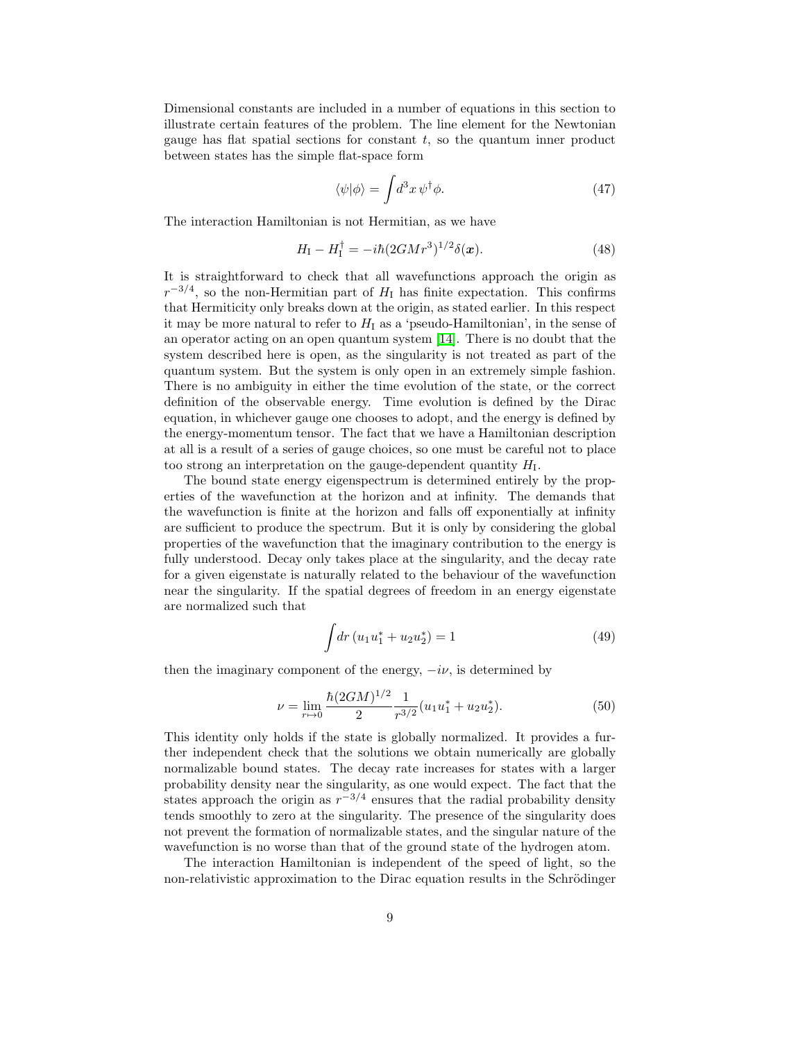Dimensional constants are included in a number of equations in this section to illustrate certain features of the problem. The line element for the Newtonian gauge has flat spatial sections for constant $t$, so the quantum inner product between states has the simple flat-space form

$$\langle\psi|\phi\rangle = \int d^3x\, \psi^\dagger \phi. \tag{47}$$

The interaction Hamiltonian is not Hermitian, as we have

$$H_{\rm I} - H_{\rm I}^\dagger = -i\hbar(2GMr^3)^{1/2}\delta(\boldsymbol{x}). \tag{48}$$

It is straightforward to check that all wavefunctions approach the origin as $r^{-3/4}$, so the non-Hermitian part of $H_{\rm I}$ has finite expectation. This confirms that Hermiticity only breaks down at the origin, as stated earlier. In this respect it may be more natural to refer to $H_{\rm I}$ as a 'pseudo-Hamiltonian', in the sense of an operator acting on an open quantum system [14]. There is no doubt that the system described here is open, as the singularity is not treated as part of the quantum system. But the system is only open in an extremely simple fashion. There is no ambiguity in either the time evolution of the state, or the correct definition of the observable energy. Time evolution is defined by the Dirac equation, in whichever gauge one chooses to adopt, and the energy is defined by the energy-momentum tensor. The fact that we have a Hamiltonian description at all is a result of a series of gauge choices, so one must be careful not to place too strong an interpretation on the gauge-dependent quantity $H_{\rm I}$.

The bound state energy eigenspectrum is determined entirely by the properties of the wavefunction at the horizon and at infinity. The demands that the wavefunction is finite at the horizon and falls off exponentially at infinity are sufficient to produce the spectrum. But it is only by considering the global properties of the wavefunction that the imaginary contribution to the energy is fully understood. Decay only takes place at the singularity, and the decay rate for a given eigenstate is naturally related to the behaviour of the wavefunction near the singularity. If the spatial degrees of freedom in an energy eigenstate are normalized such that

$$\int dr\, (u_1 u_1^* + u_2 u_2^*) = 1 \tag{49}$$

then the imaginary component of the energy, $-i\nu$, is determined by

$$\nu = \lim_{r\mapsto 0} \frac{\hbar(2GM)^{1/2}}{2} \frac{1}{r^{3/2}} (u_1 u_1^* + u_2 u_2^*). \tag{50}$$

This identity only holds if the state is globally normalized. It provides a further independent check that the solutions we obtain numerically are globally normalizable bound states. The decay rate increases for states with a larger probability density near the singularity, as one would expect. The fact that the states approach the origin as $r^{-3/4}$ ensures that the radial probability density tends smoothly to zero at the singularity. The presence of the singularity does not prevent the formation of normalizable states, and the singular nature of the wavefunction is no worse than that of the ground state of the hydrogen atom.

The interaction Hamiltonian is independent of the speed of light, so the non-relativistic approximation to the Dirac equation results in the Schrödinger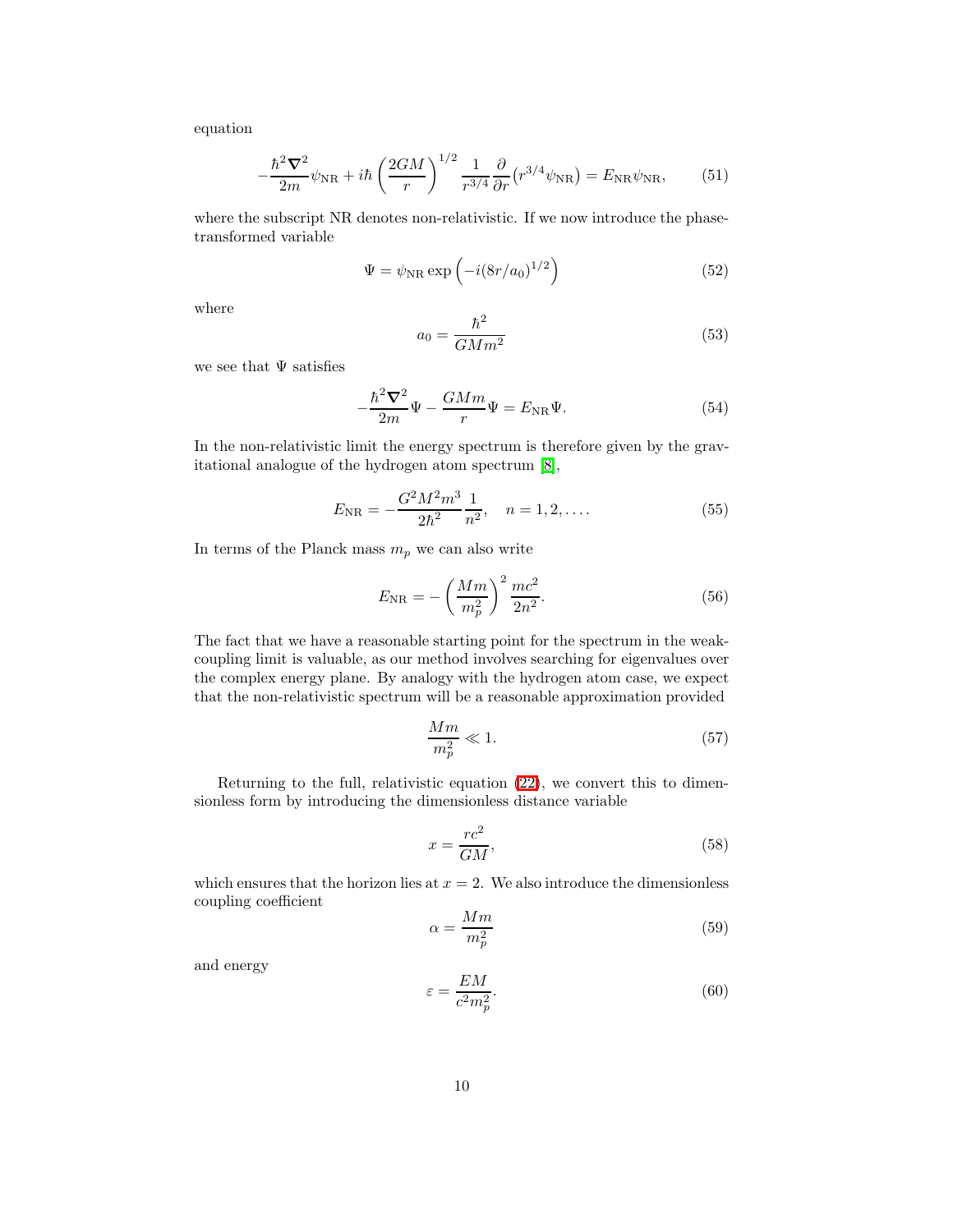equation

$$
-\frac{\hbar^2 \boldsymbol{\nabla}^2}{2m}\psi_{\rm NR} + i\hbar \left(\frac{2GM}{r}\right)^{1/2} \frac{1}{r^{3/4}} \frac{\partial}{\partial r}\big(r^{3/4}\psi_{\rm NR}\big) = E_{\rm NR}\psi_{\rm NR}, \tag{51}
$$

where the subscript NR denotes non-relativistic. If we now introduce the phase-transformed variable

$$
\Psi = \psi_{\rm NR} \exp\left(-i(8r/a_0)^{1/2}\right) \tag{52}
$$

where

$$
a_0 = \frac{\hbar^2}{GMm^2} \tag{53}
$$

we see that $\Psi$ satisfies

$$
-\frac{\hbar^2 \boldsymbol{\nabla}^2}{2m}\Psi - \frac{GMm}{r}\Psi = E_{\rm NR}\Psi. \tag{54}
$$

In the non-relativistic limit the energy spectrum is therefore given by the gravitational analogue of the hydrogen atom spectrum [8],

$$
E_{\rm NR} = -\frac{G^2M^2m^3}{2\hbar^2}\frac{1}{n^2}, \quad n = 1, 2, \ldots. \tag{55}
$$

In terms of the Planck mass $m_p$ we can also write

$$
E_{\rm NR} = -\left(\frac{Mm}{m_p^2}\right)^2 \frac{mc^2}{2n^2}. \tag{56}
$$

The fact that we have a reasonable starting point for the spectrum in the weak-coupling limit is valuable, as our method involves searching for eigenvalues over the complex energy plane. By analogy with the hydrogen atom case, we expect that the non-relativistic spectrum will be a reasonable approximation provided

$$
\frac{Mm}{m_p^2} \ll 1. \tag{57}
$$

Returning to the full, relativistic equation (22), we convert this to dimensionless form by introducing the dimensionless distance variable

$$
x = \frac{rc^2}{GM}, \tag{58}
$$

which ensures that the horizon lies at $x = 2$. We also introduce the dimensionless coupling coefficient

$$
\alpha = \frac{Mm}{m_p^2} \tag{59}
$$

and energy

$$
\varepsilon = \frac{EM}{c^2 m_p^2}. \tag{60}
$$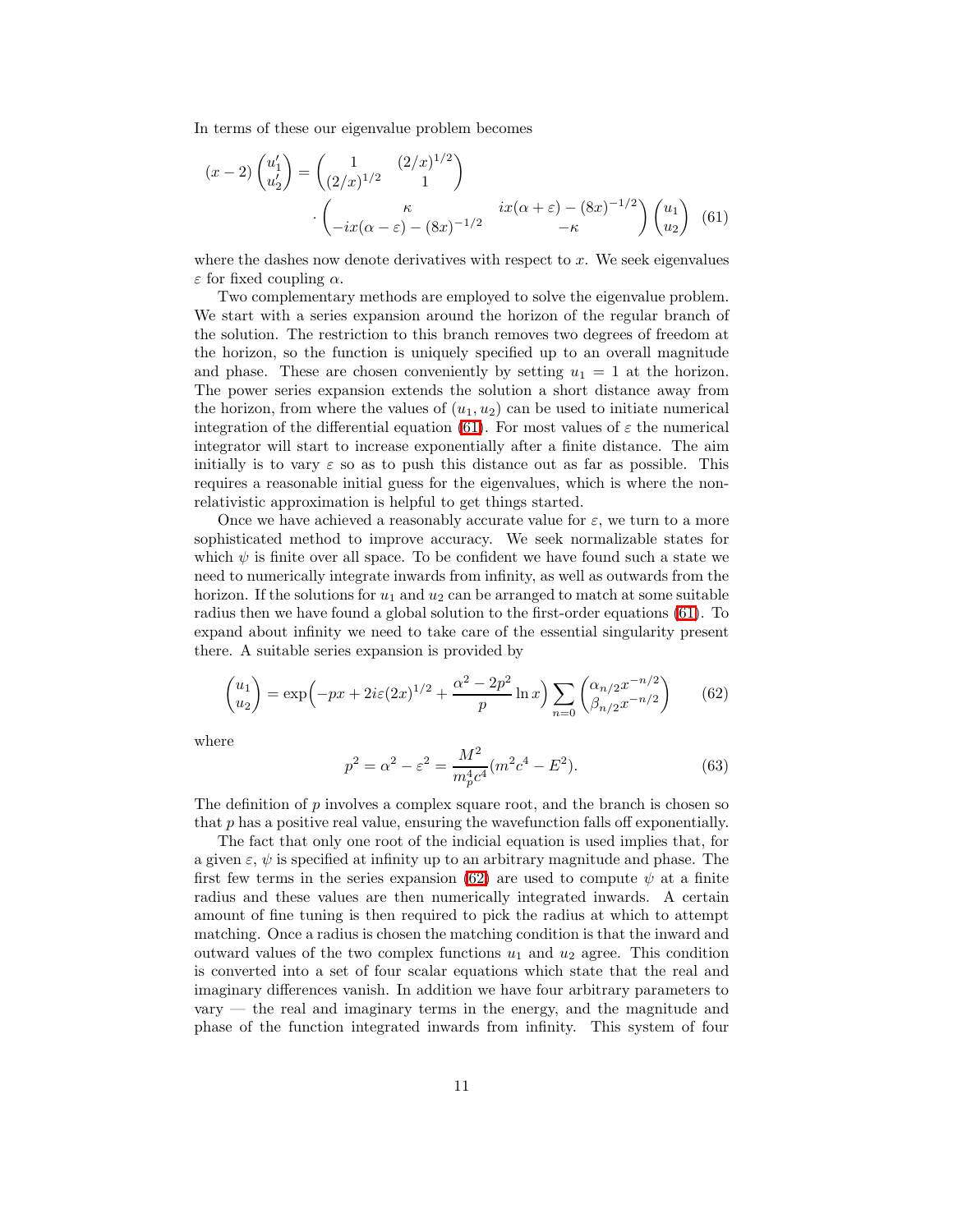In terms of these our eigenvalue problem becomes

$$
(x-2)\begin{pmatrix} u_1' \\ u_2' \end{pmatrix} = \begin{pmatrix} 1 & (2/x)^{1/2} \\ (2/x)^{1/2} & 1 \end{pmatrix} \cdot \begin{pmatrix} \kappa & ix(\alpha+\varepsilon) - (8x)^{-1/2} \\ -ix(\alpha-\varepsilon) - (8x)^{-1/2} & -\kappa \end{pmatrix} \begin{pmatrix} u_1 \\ u_2 \end{pmatrix} \tag{61}
$$

where the dashes now denote derivatives with respect to $x$. We seek eigenvalues $\varepsilon$ for fixed coupling $\alpha$.

Two complementary methods are employed to solve the eigenvalue problem. We start with a series expansion around the horizon of the regular branch of the solution. The restriction to this branch removes two degrees of freedom at the horizon, so the function is uniquely specified up to an overall magnitude and phase. These are chosen conveniently by setting $u_1 = 1$ at the horizon. The power series expansion extends the solution a short distance away from the horizon, from where the values of $(u_1, u_2)$ can be used to initiate numerical integration of the differential equation (61). For most values of $\varepsilon$ the numerical integrator will start to increase exponentially after a finite distance. The aim initially is to vary $\varepsilon$ so as to push this distance out as far as possible. This requires a reasonable initial guess for the eigenvalues, which is where the non-relativistic approximation is helpful to get things started.

Once we have achieved a reasonably accurate value for $\varepsilon$, we turn to a more sophisticated method to improve accuracy. We seek normalizable states for which $\psi$ is finite over all space. To be confident we have found such a state we need to numerically integrate inwards from infinity, as well as outwards from the horizon. If the solutions for $u_1$ and $u_2$ can be arranged to match at some suitable radius then we have found a global solution to the first-order equations (61). To expand about infinity we need to take care of the essential singularity present there. A suitable series expansion is provided by

$$
\begin{pmatrix} u_1 \\ u_2 \end{pmatrix} = \exp\Big(-px + 2i\varepsilon(2x)^{1/2} + \frac{\alpha^2 - 2p^2}{p}\ln x\Big) \sum_{n=0} \begin{pmatrix} \alpha_{n/2} x^{-n/2} \\ \beta_{n/2} x^{-n/2} \end{pmatrix} \tag{62}
$$

where

$$
p^2 = \alpha^2 - \varepsilon^2 = \frac{M^2}{m_p^4 c^4}(m^2c^4 - E^2). \tag{63}
$$

The definition of $p$ involves a complex square root, and the branch is chosen so that $p$ has a positive real value, ensuring the wavefunction falls off exponentially.

The fact that only one root of the indicial equation is used implies that, for a given $\varepsilon$, $\psi$ is specified at infinity up to an arbitrary magnitude and phase. The first few terms in the series expansion (62) are used to compute $\psi$ at a finite radius and these values are then numerically integrated inwards. A certain amount of fine tuning is then required to pick the radius at which to attempt matching. Once a radius is chosen the matching condition is that the inward and outward values of the two complex functions $u_1$ and $u_2$ agree. This condition is converted into a set of four scalar equations which state that the real and imaginary differences vanish. In addition we have four arbitrary parameters to vary — the real and imaginary terms in the energy, and the magnitude and phase of the function integrated inwards from infinity. This system of four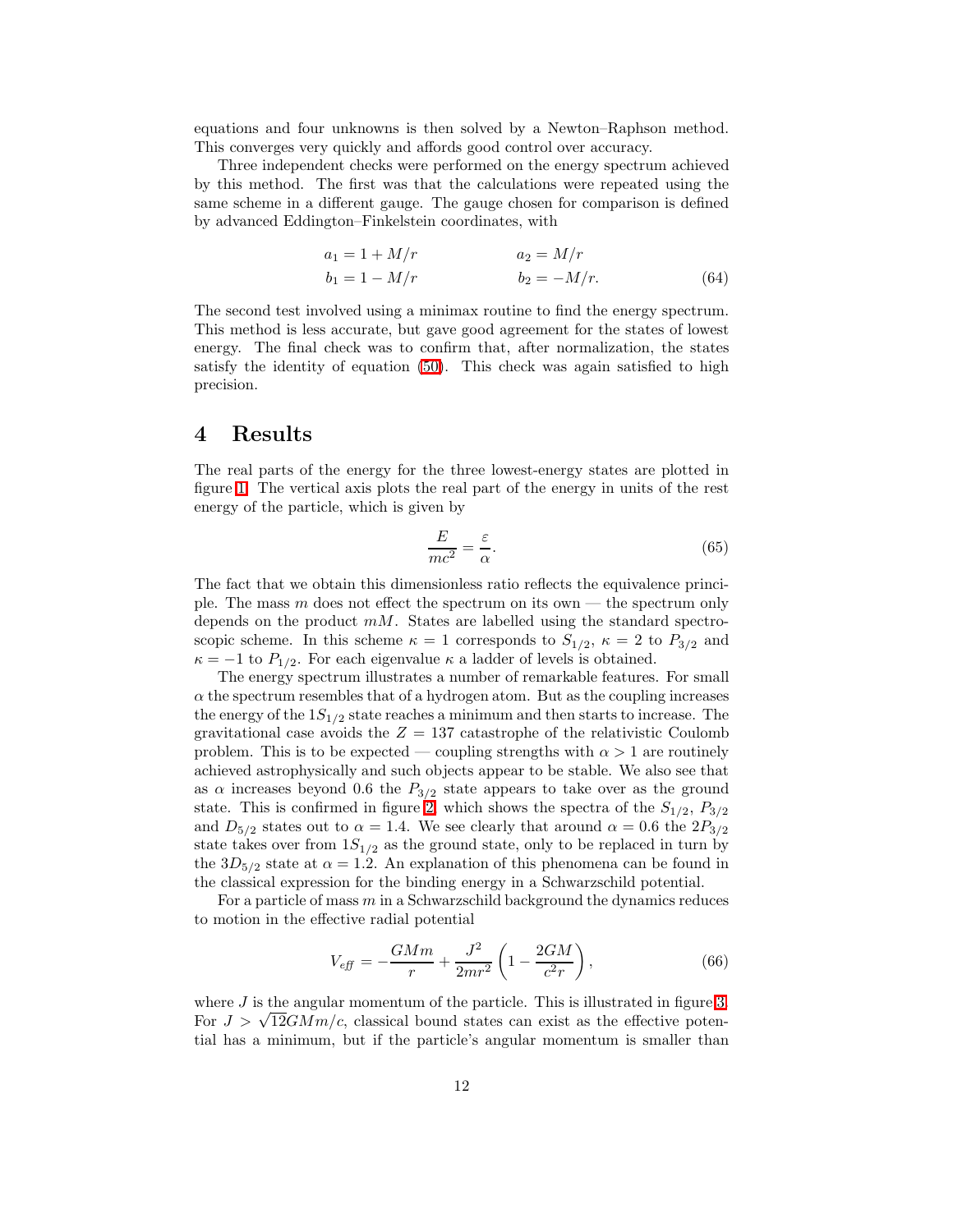equations and four unknowns is then solved by a Newton–Raphson method. This converges very quickly and affords good control over accuracy.

Three independent checks were performed on the energy spectrum achieved by this method. The first was that the calculations were repeated using the same scheme in a different gauge. The gauge chosen for comparison is defined by advanced Eddington–Finkelstein coordinates, with

$$
\begin{aligned}
a_1 &= 1 + M/r & a_2 &= M/r \\
b_1 &= 1 - M/r & b_2 &= -M/r.
\end{aligned}
\tag{64}
$$

The second test involved using a minimax routine to find the energy spectrum. This method is less accurate, but gave good agreement for the states of lowest energy. The final check was to confirm that, after normalization, the states satisfy the identity of equation (50). This check was again satisfied to high precision.

## 4 Results

The real parts of the energy for the three lowest-energy states are plotted in figure 1. The vertical axis plots the real part of the energy in units of the rest energy of the particle, which is given by

$$
\frac{E}{mc^2} = \frac{\varepsilon}{\alpha}. \tag{65}
$$

The fact that we obtain this dimensionless ratio reflects the equivalence principle. The mass $m$ does not effect the spectrum on its own — the spectrum only depends on the product $mM$. States are labelled using the standard spectroscopic scheme. In this scheme $\kappa = 1$ corresponds to $S_{1/2}$, $\kappa = 2$ to $P_{3/2}$ and $\kappa = -1$ to $P_{1/2}$. For each eigenvalue $\kappa$ a ladder of levels is obtained.

The energy spectrum illustrates a number of remarkable features. For small $\alpha$ the spectrum resembles that of a hydrogen atom. But as the coupling increases the energy of the $1S_{1/2}$ state reaches a minimum and then starts to increase. The gravitational case avoids the $Z = 137$ catastrophe of the relativistic Coulomb problem. This is to be expected — coupling strengths with $\alpha > 1$ are routinely achieved astrophysically and such objects appear to be stable. We also see that as $\alpha$ increases beyond 0.6 the $P_{3/2}$ state appears to take over as the ground state. This is confirmed in figure 2, which shows the spectra of the $S_{1/2}$, $P_{3/2}$ and $D_{5/2}$ states out to $\alpha = 1.4$. We see clearly that around $\alpha = 0.6$ the $2P_{3/2}$ state takes over from $1S_{1/2}$ as the ground state, only to be replaced in turn by the $3D_{5/2}$ state at $\alpha = 1.2$. An explanation of this phenomena can be found in the classical expression for the binding energy in a Schwarzschild potential.

For a particle of mass $m$ in a Schwarzschild background the dynamics reduces to motion in the effective radial potential

$$
V_{\mathit{eff}} = -\frac{GMm}{r} + \frac{J^2}{2mr^2}\left(1 - \frac{2GM}{c^2 r}\right), \tag{66}
$$

where $J$ is the angular momentum of the particle. This is illustrated in figure 3. For $J > \sqrt{12}GMm/c$, classical bound states can exist as the effective potential has a minimum, but if the particle's angular momentum is smaller than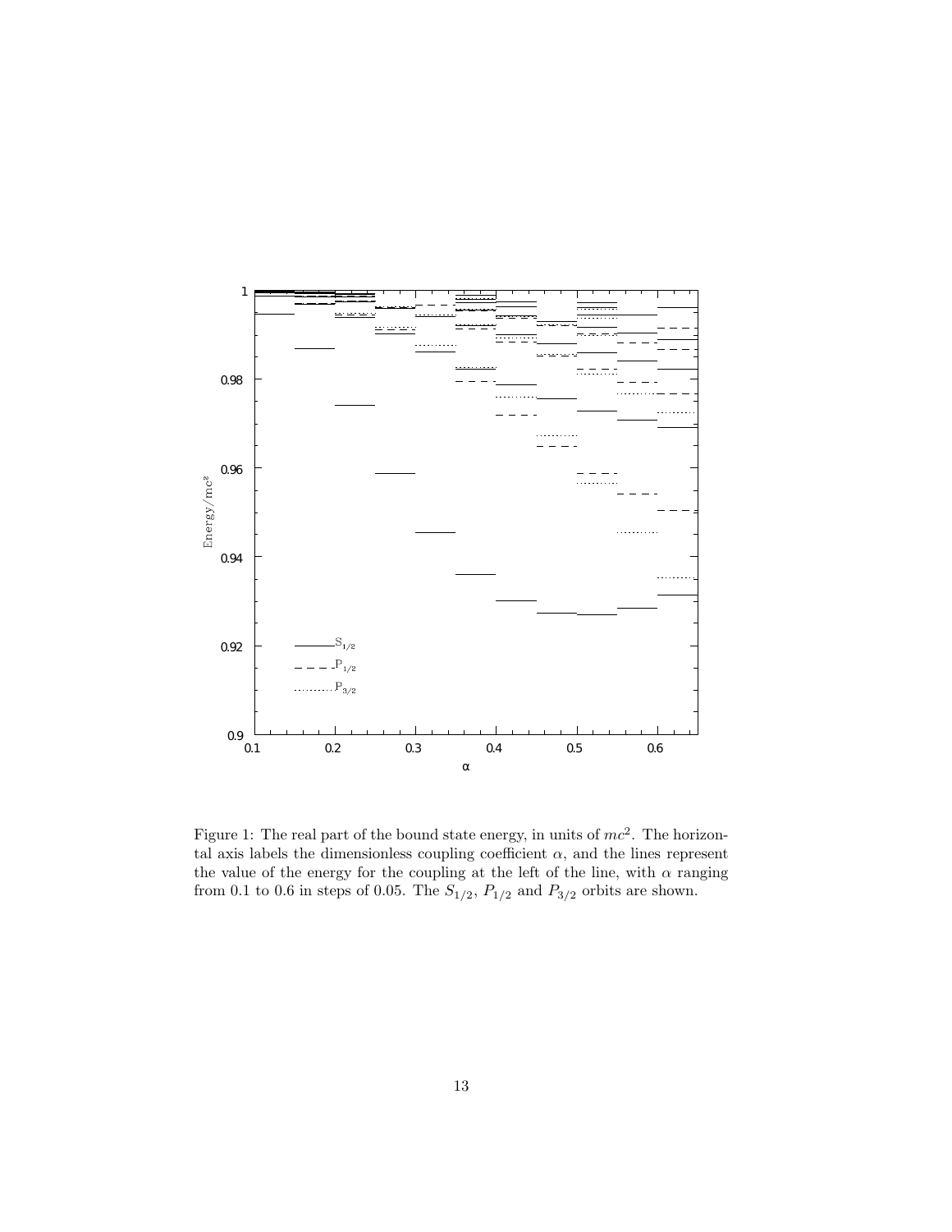Figure 1: The real part of the bound state energy, in units of $mc^2$. The horizontal axis labels the dimensionless coupling coefficient $\alpha$, and the lines represent the value of the energy for the coupling at the left of the line, with $\alpha$ ranging from 0.1 to 0.6 in steps of 0.05. The $S_{1/2}$, $P_{1/2}$ and $P_{3/2}$ orbits are shown.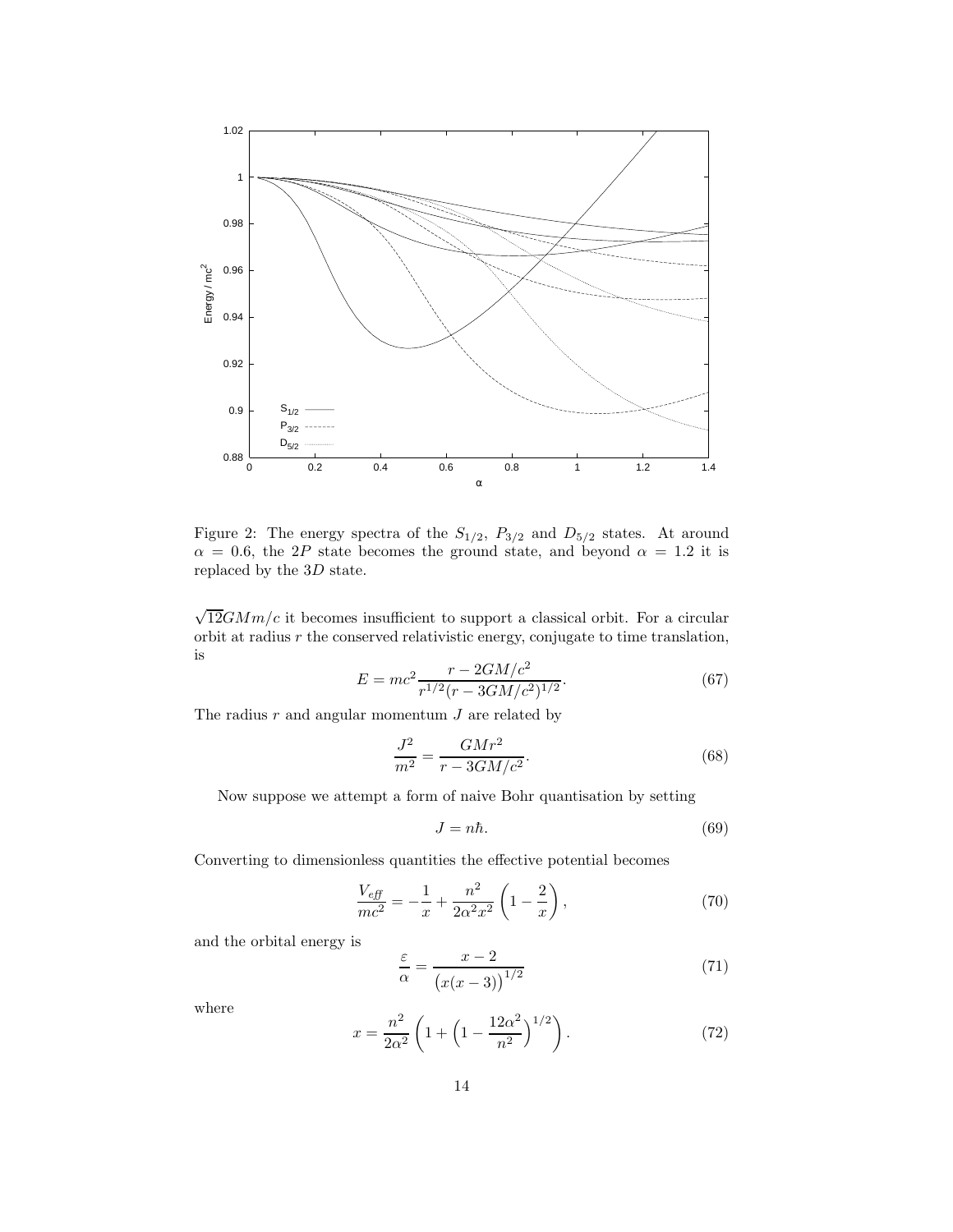Figure 2: The energy spectra of the $S_{1/2}$, $P_{3/2}$ and $D_{5/2}$ states. At around $\alpha = 0.6$, the $2P$ state becomes the ground state, and beyond $\alpha = 1.2$ it is replaced by the $3D$ state.

$\sqrt{12}GMm/c$ it becomes insufficient to support a classical orbit. For a circular orbit at radius $r$ the conserved relativistic energy, conjugate to time translation, is

$$E = mc^2 \frac{r - 2GM/c^2}{r^{1/2}(r - 3GM/c^2)^{1/2}}. \tag{67}$$

The radius $r$ and angular momentum $J$ are related by

$$\frac{J^2}{m^2} = \frac{GMr^2}{r - 3GM/c^2}. \tag{68}$$

Now suppose we attempt a form of naive Bohr quantisation by setting

$$J = n\hbar. \tag{69}$$

Converting to dimensionless quantities the effective potential becomes

$$\frac{V_{eff}}{mc^2} = -\frac{1}{x} + \frac{n^2}{2\alpha^2 x^2}\left(1 - \frac{2}{x}\right), \tag{70}$$

and the orbital energy is

$$\frac{\varepsilon}{\alpha} = \frac{x-2}{\left(x(x-3)\right)^{1/2}} \tag{71}$$

where

$$x = \frac{n^2}{2\alpha^2}\left(1 + \left(1 - \frac{12\alpha^2}{n^2}\right)^{1/2}\right). \tag{72}$$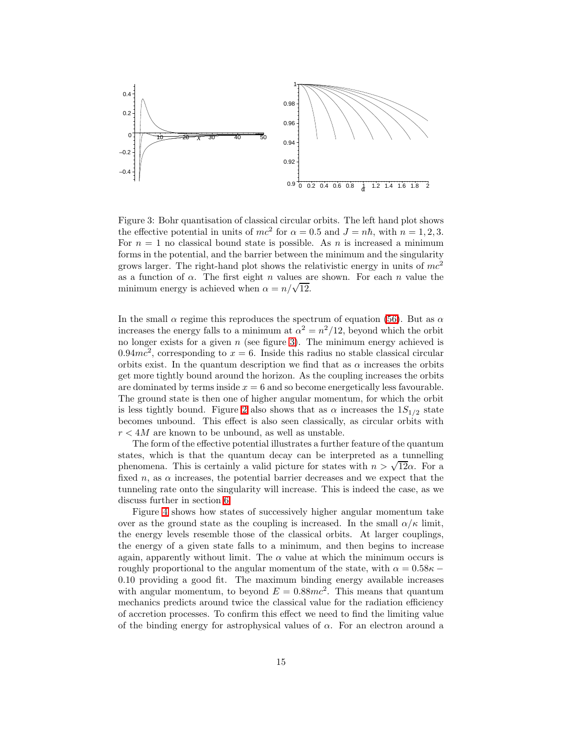Figure 3: Bohr quantisation of classical circular orbits. The left hand plot shows the effective potential in units of $mc^2$ for $\alpha = 0.5$ and $J = n\hbar$, with $n = 1, 2, 3$. For $n = 1$ no classical bound state is possible. As $n$ is increased a minimum forms in the potential, and the barrier between the minimum and the singularity grows larger. The right-hand plot shows the relativistic energy in units of $mc^2$ as a function of $\alpha$. The first eight $n$ values are shown. For each $n$ value the minimum energy is achieved when $\alpha = n/\sqrt{12}$.

In the small $\alpha$ regime this reproduces the spectrum of equation (56). But as $\alpha$ increases the energy falls to a minimum at $\alpha^2 = n^2/12$, beyond which the orbit no longer exists for a given $n$ (see figure 3). The minimum energy achieved is $0.94mc^2$, corresponding to $x = 6$. Inside this radius no stable classical circular orbits exist. In the quantum description we find that as $\alpha$ increases the orbits get more tightly bound around the horizon. As the coupling increases the orbits are dominated by terms inside $x = 6$ and so become energetically less favourable. The ground state is then one of higher angular momentum, for which the orbit is less tightly bound. Figure 2 also shows that as $\alpha$ increases the $1S_{1/2}$ state becomes unbound. This effect is also seen classically, as circular orbits with $r < 4M$ are known to be unbound, as well as unstable.

The form of the effective potential illustrates a further feature of the quantum states, which is that the quantum decay can be interpreted as a tunnelling phenomena. This is certainly a valid picture for states with $n > \sqrt{12}\alpha$. For a fixed $n$, as $\alpha$ increases, the potential barrier decreases and we expect that the tunneling rate onto the singularity will increase. This is indeed the case, as we discuss further in section 6.

Figure 4 shows how states of successively higher angular momentum take over as the ground state as the coupling is increased. In the small $\alpha/\kappa$ limit, the energy levels resemble those of the classical orbits. At larger couplings, the energy of a given state falls to a minimum, and then begins to increase again, apparently without limit. The $\alpha$ value at which the minimum occurs is roughly proportional to the angular momentum of the state, with $\alpha = 0.58\kappa - 0.10$ providing a good fit. The maximum binding energy available increases with angular momentum, to beyond $E = 0.88mc^2$. This means that quantum mechanics predicts around twice the classical value for the radiation efficiency of accretion processes. To confirm this effect we need to find the limiting value of the binding energy for astrophysical values of $\alpha$. For an electron around a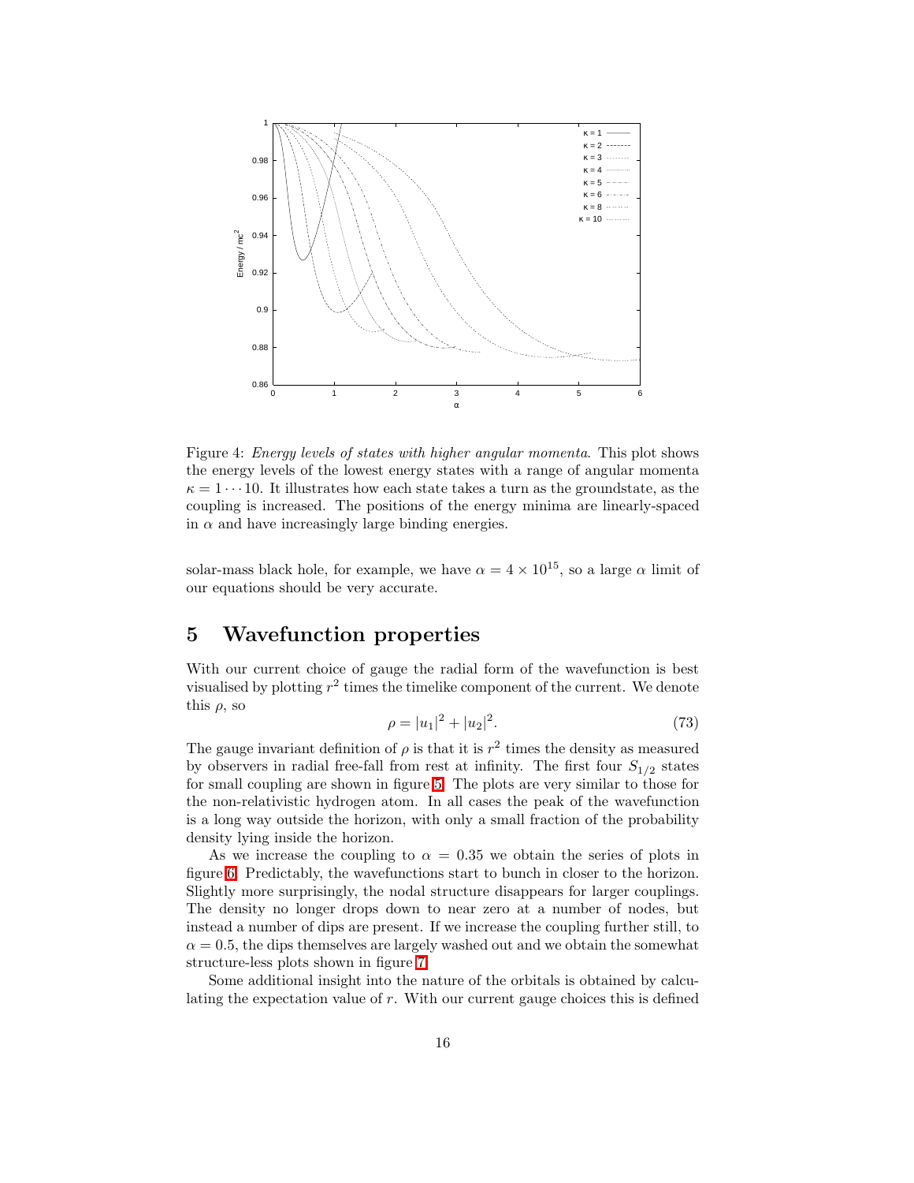Figure 4: *Energy levels of states with higher angular momenta*. This plot shows the energy levels of the lowest energy states with a range of angular momenta $\kappa = 1 \cdots 10$. It illustrates how each state takes a turn as the groundstate, as the coupling is increased. The positions of the energy minima are linearly-spaced in $\alpha$ and have increasingly large binding energies.

solar-mass black hole, for example, we have $\alpha = 4 \times 10^{15}$, so a large $\alpha$ limit of our equations should be very accurate.

## 5 Wavefunction properties

With our current choice of gauge the radial form of the wavefunction is best visualised by plotting $r^2$ times the timelike component of the current. We denote this $\rho$, so

$$\rho = |u_1|^2 + |u_2|^2. \tag{73}$$

The gauge invariant definition of $\rho$ is that it is $r^2$ times the density as measured by observers in radial free-fall from rest at infinity. The first four $S_{1/2}$ states for small coupling are shown in figure 5. The plots are very similar to those for the non-relativistic hydrogen atom. In all cases the peak of the wavefunction is a long way outside the horizon, with only a small fraction of the probability density lying inside the horizon.

As we increase the coupling to $\alpha = 0.35$ we obtain the series of plots in figure 6. Predictably, the wavefunctions start to bunch in closer to the horizon. Slightly more surprisingly, the nodal structure disappears for larger couplings. The density no longer drops down to near zero at a number of nodes, but instead a number of dips are present. If we increase the coupling further still, to $\alpha = 0.5$, the dips themselves are largely washed out and we obtain the somewhat structure-less plots shown in figure 7.

Some additional insight into the nature of the orbitals is obtained by calculating the expectation value of $r$. With our current gauge choices this is defined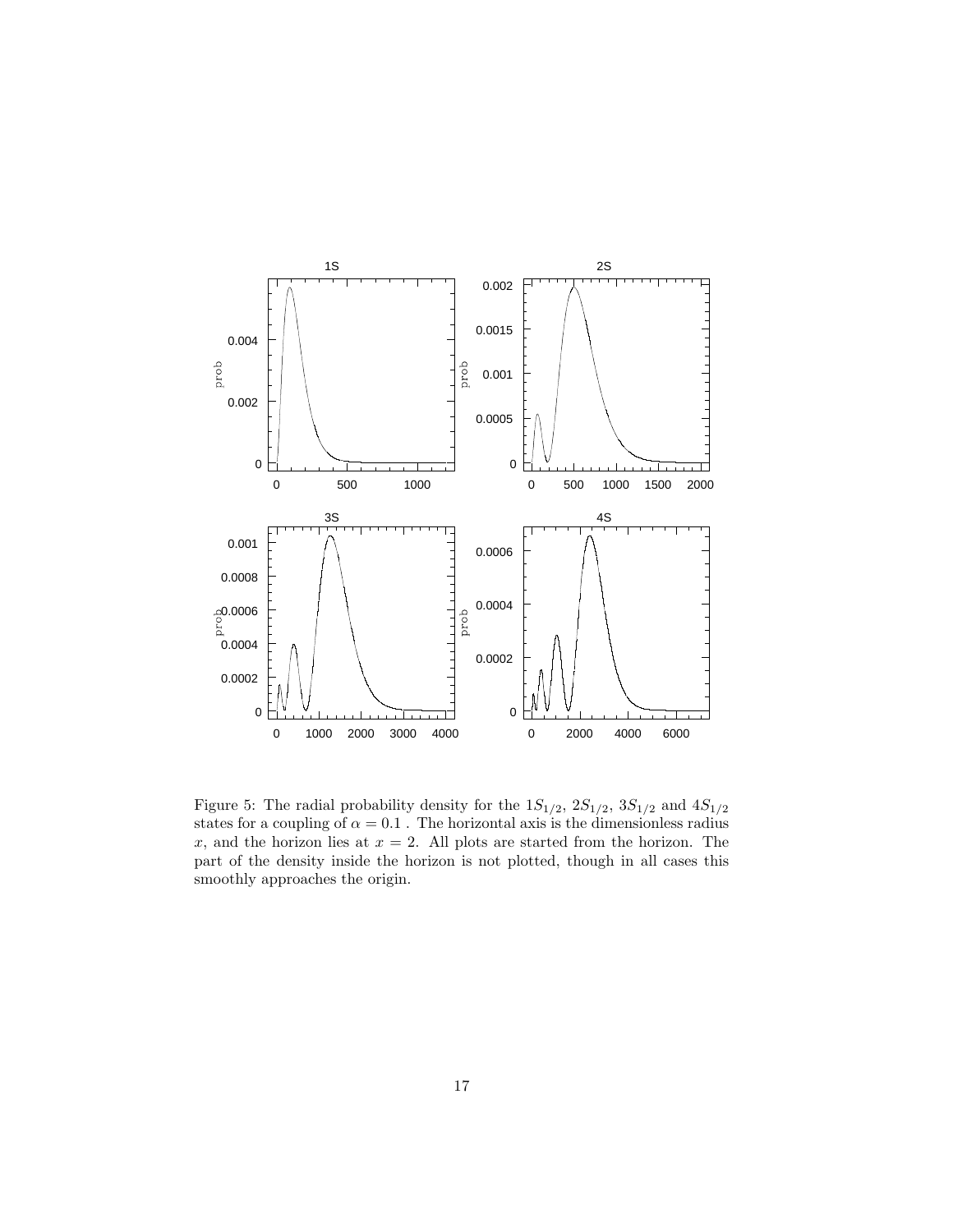Figure 5: The radial probability density for the $1S_{1/2}$, $2S_{1/2}$, $3S_{1/2}$ and $4S_{1/2}$ states for a coupling of $\alpha = 0.1$ . The horizontal axis is the dimensionless radius $x$, and the horizon lies at $x = 2$. All plots are started from the horizon. The part of the density inside the horizon is not plotted, though in all cases this smoothly approaches the origin.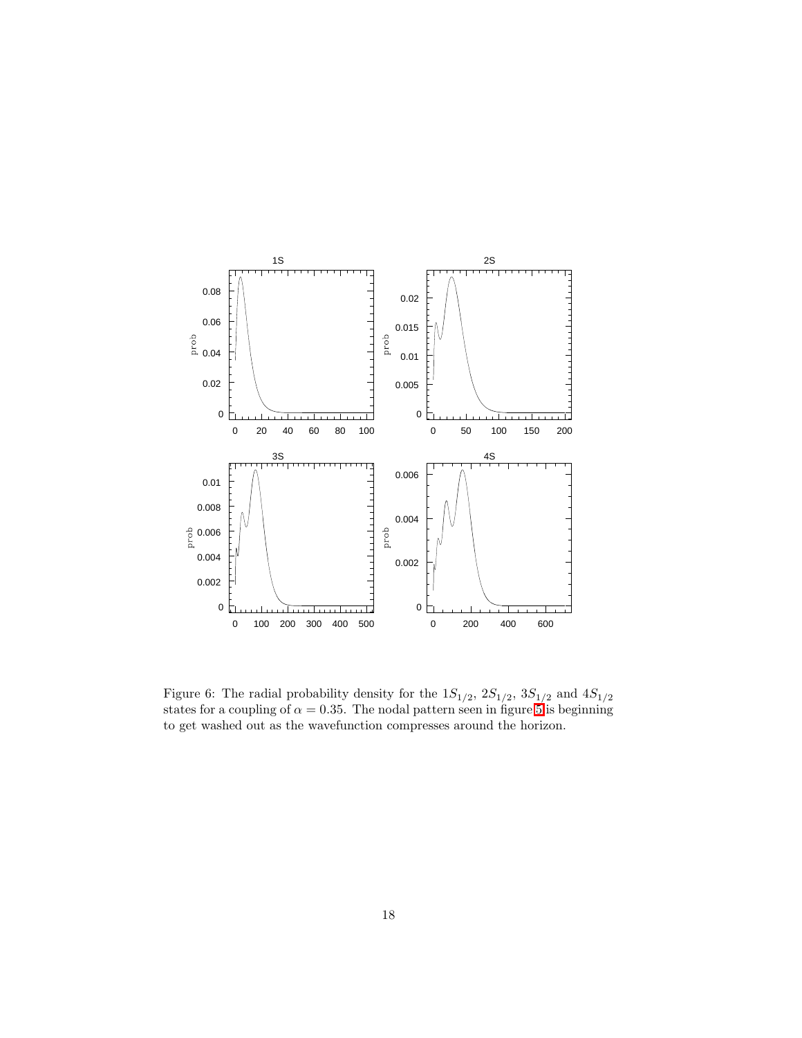Figure 6: The radial probability density for the $1S_{1/2}$, $2S_{1/2}$, $3S_{1/2}$ and $4S_{1/2}$ states for a coupling of $\alpha = 0.35$. The nodal pattern seen in figure 5 is beginning to get washed out as the wavefunction compresses around the horizon.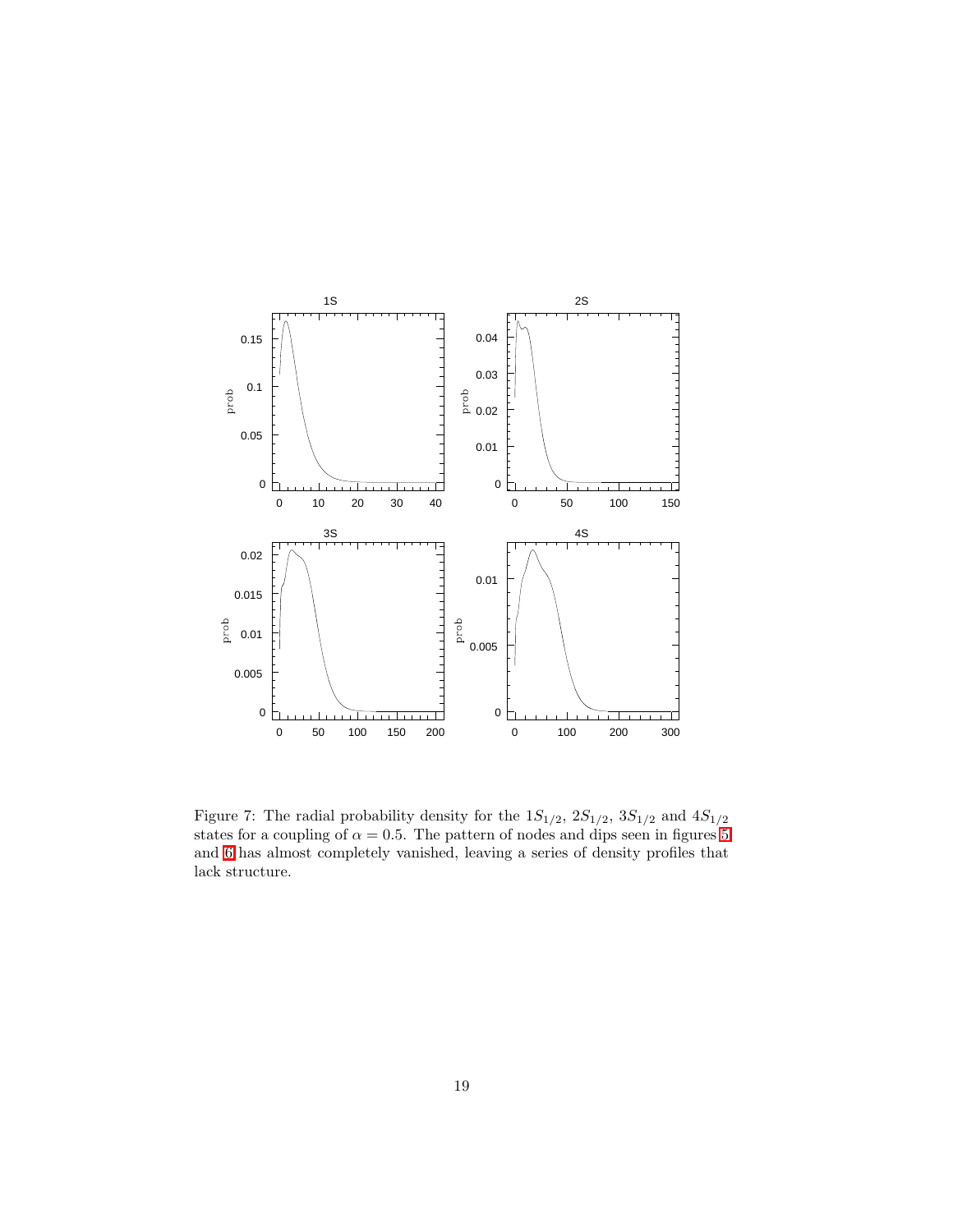Figure 7: The radial probability density for the $1S_{1/2}$, $2S_{1/2}$, $3S_{1/2}$ and $4S_{1/2}$ states for a coupling of $\alpha = 0.5$. The pattern of nodes and dips seen in figures 5 and 6 has almost completely vanished, leaving a series of density profiles that lack structure.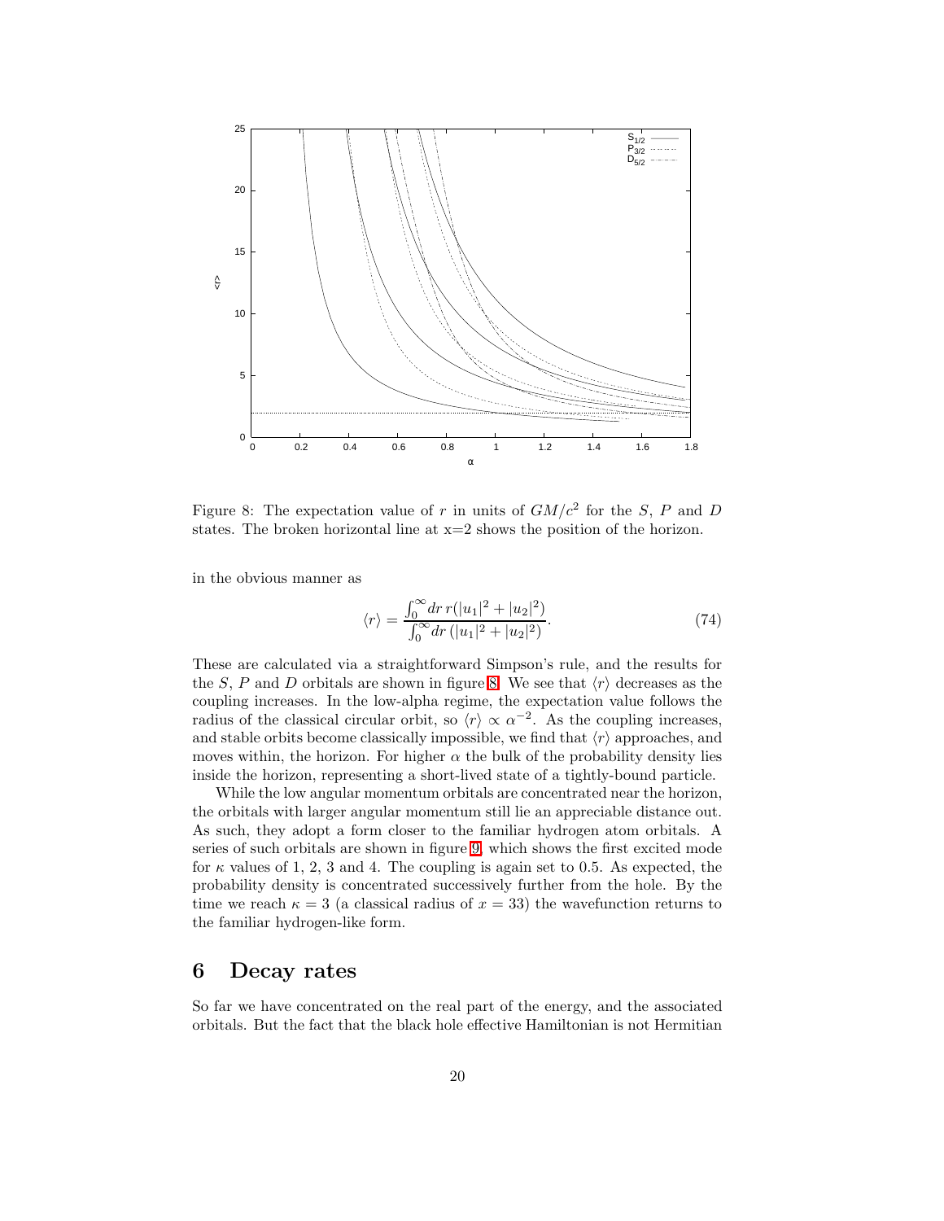Figure 8: The expectation value of $r$ in units of $GM/c^2$ for the $S$, $P$ and $D$ states. The broken horizontal line at x=2 shows the position of the horizon.

in the obvious manner as

$$\langle r \rangle = \frac{\int_0^\infty dr \, r(|u_1|^2 + |u_2|^2)}{\int_0^\infty dr \, (|u_1|^2 + |u_2|^2)}. \tag{74}$$

These are calculated via a straightforward Simpson's rule, and the results for the $S$, $P$ and $D$ orbitals are shown in figure 8. We see that $\langle r \rangle$ decreases as the coupling increases. In the low-alpha regime, the expectation value follows the radius of the classical circular orbit, so $\langle r \rangle \propto \alpha^{-2}$. As the coupling increases, and stable orbits become classically impossible, we find that $\langle r \rangle$ approaches, and moves within, the horizon. For higher $\alpha$ the bulk of the probability density lies inside the horizon, representing a short-lived state of a tightly-bound particle.

While the low angular momentum orbitals are concentrated near the horizon, the orbitals with larger angular momentum still lie an appreciable distance out. As such, they adopt a form closer to the familiar hydrogen atom orbitals. A series of such orbitals are shown in figure 9, which shows the first excited mode for $\kappa$ values of 1, 2, 3 and 4. The coupling is again set to 0.5. As expected, the probability density is concentrated successively further from the hole. By the time we reach $\kappa = 3$ (a classical radius of $x = 33$) the wavefunction returns to the familiar hydrogen-like form.

# 6 Decay rates

So far we have concentrated on the real part of the energy, and the associated orbitals. But the fact that the black hole effective Hamiltonian is not Hermitian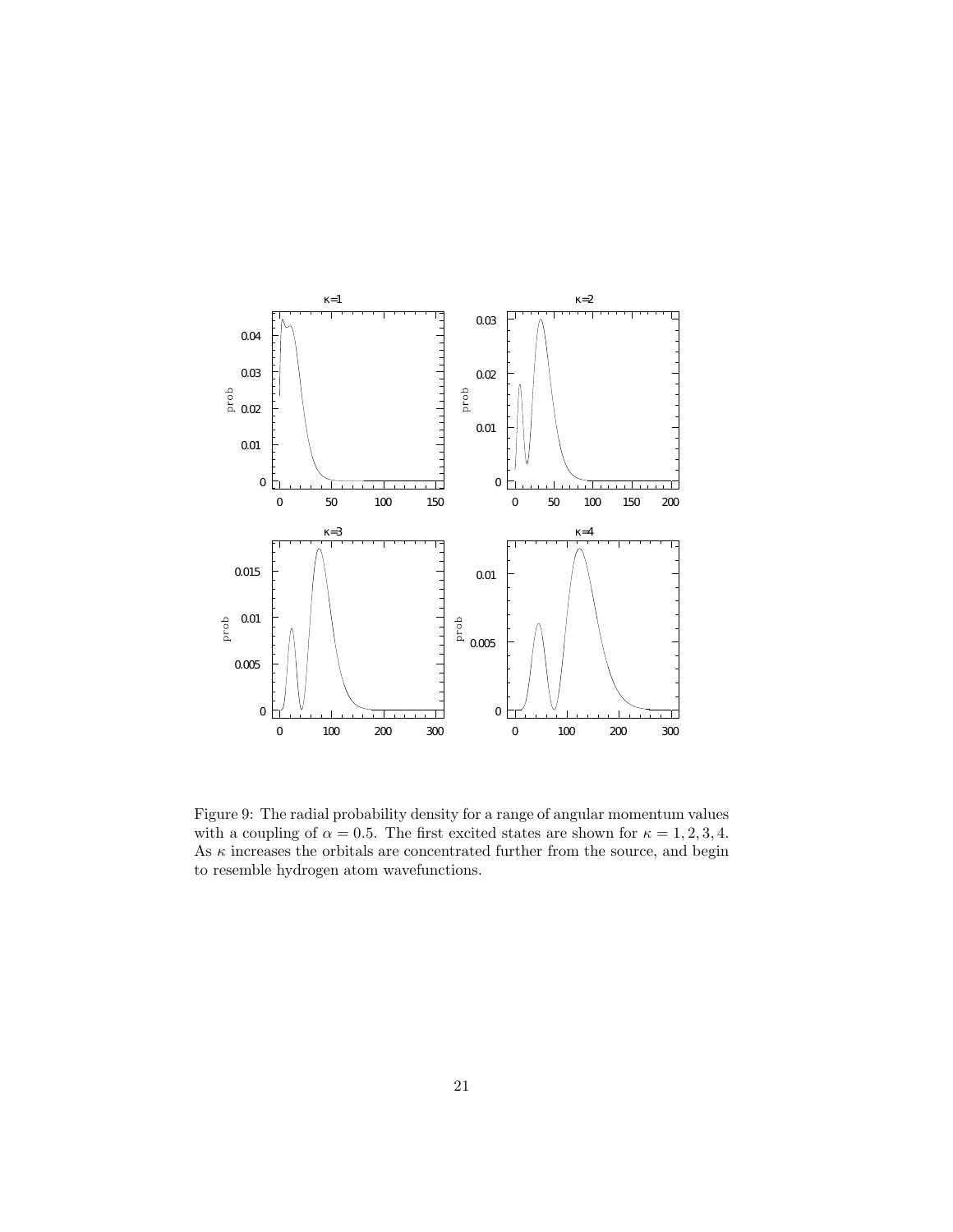Figure 9: The radial probability density for a range of angular momentum values with a coupling of $\alpha = 0.5$. The first excited states are shown for $\kappa = 1, 2, 3, 4$. As $\kappa$ increases the orbitals are concentrated further from the source, and begin to resemble hydrogen atom wavefunctions.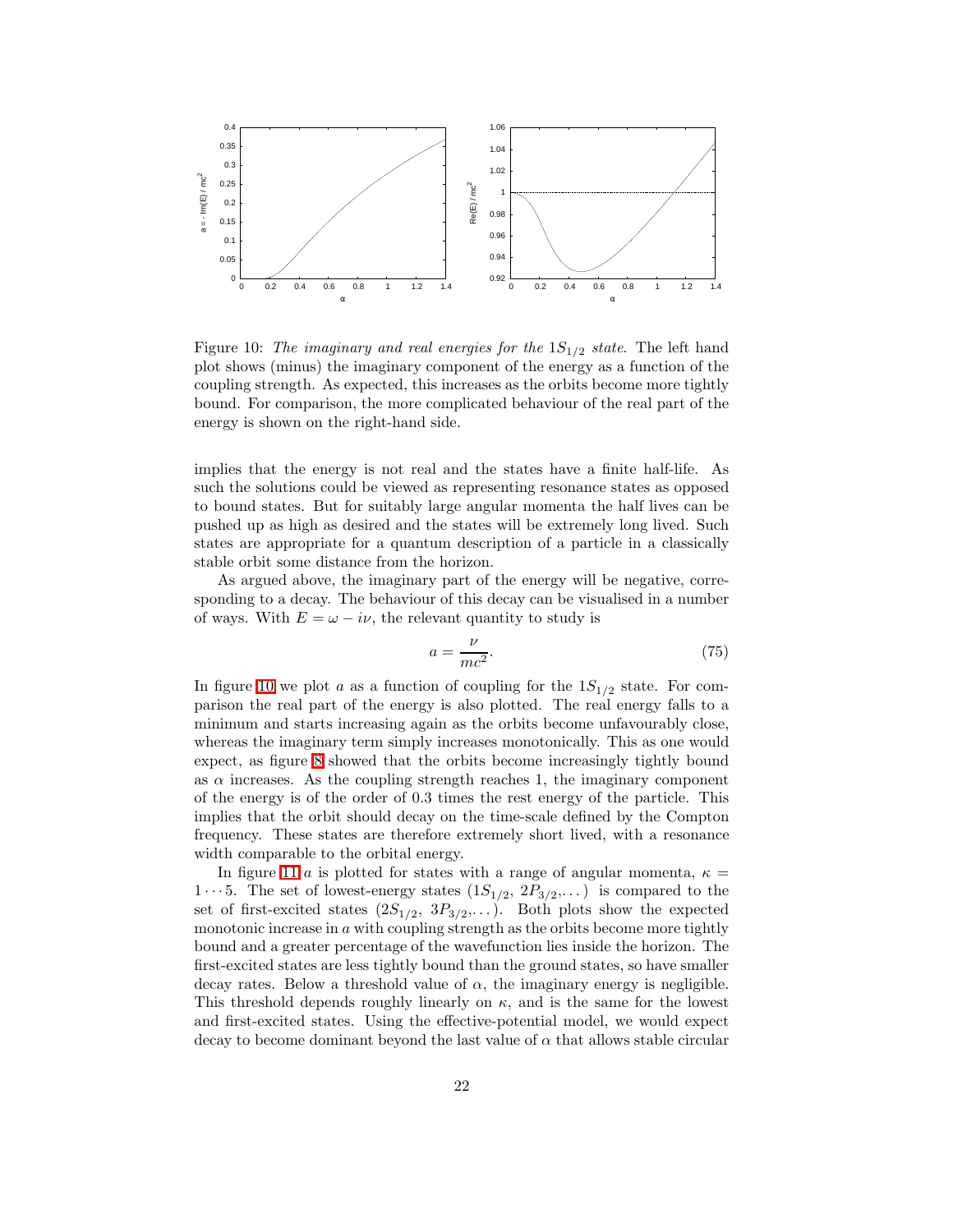Figure 10: *The imaginary and real energies for the $1S_{1/2}$ state*. The left hand plot shows (minus) the imaginary component of the energy as a function of the coupling strength. As expected, this increases as the orbits become more tightly bound. For comparison, the more complicated behaviour of the real part of the energy is shown on the right-hand side.

implies that the energy is not real and the states have a finite half-life. As such the solutions could be viewed as representing resonance states as opposed to bound states. But for suitably large angular momenta the half lives can be pushed up as high as desired and the states will be extremely long lived. Such states are appropriate for a quantum description of a particle in a classically stable orbit some distance from the horizon.

As argued above, the imaginary part of the energy will be negative, corresponding to a decay. The behaviour of this decay can be visualised in a number of ways. With $E = \omega - i\nu$, the relevant quantity to study is

$$a = \frac{\nu}{mc^2}. \tag{75}$$

In figure 10 we plot $a$ as a function of coupling for the $1S_{1/2}$ state. For comparison the real part of the energy is also plotted. The real energy falls to a minimum and starts increasing again as the orbits become unfavourably close, whereas the imaginary term simply increases monotonically. This as one would expect, as figure 8 showed that the orbits become increasingly tightly bound as $\alpha$ increases. As the coupling strength reaches 1, the imaginary component of the energy is of the order of 0.3 times the rest energy of the particle. This implies that the orbit should decay on the time-scale defined by the Compton frequency. These states are therefore extremely short lived, with a resonance width comparable to the orbital energy.

In figure 11 $a$ is plotted for states with a range of angular momenta, $\kappa = 1 \cdots 5$. The set of lowest-energy states ($1S_{1/2}$, $2P_{3/2}$,...) is compared to the set of first-excited states ($2S_{1/2}$, $3P_{3/2}$,...). Both plots show the expected monotonic increase in $a$ with coupling strength as the orbits become more tightly bound and a greater percentage of the wavefunction lies inside the horizon. The first-excited states are less tightly bound than the ground states, so have smaller decay rates. Below a threshold value of $\alpha$, the imaginary energy is negligible. This threshold depends roughly linearly on $\kappa$, and is the same for the lowest and first-excited states. Using the effective-potential model, we would expect decay to become dominant beyond the last value of $\alpha$ that allows stable circular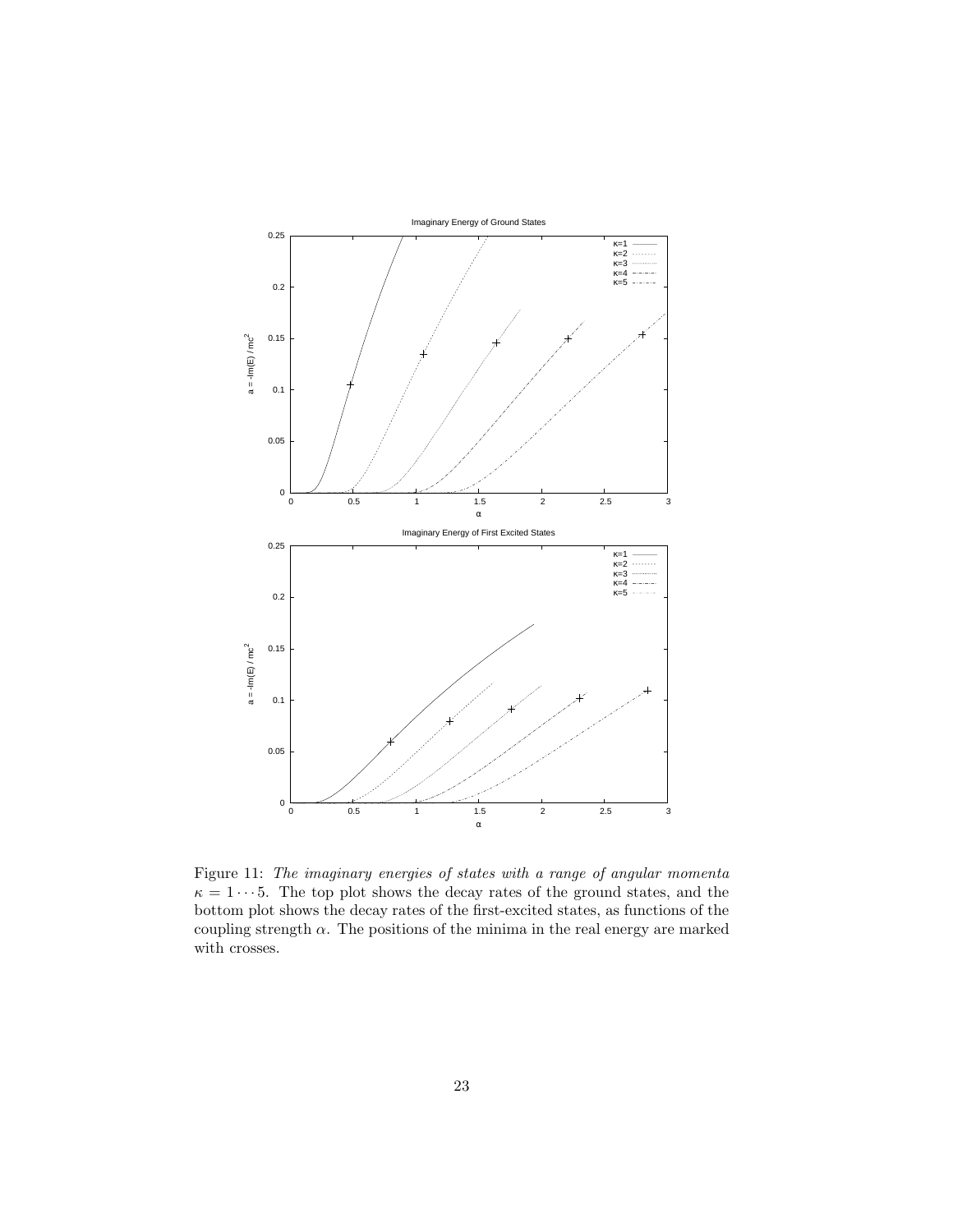Figure 11: *The imaginary energies of states with a range of angular momenta* $\kappa = 1 \cdots 5$. The top plot shows the decay rates of the ground states, and the bottom plot shows the decay rates of the first-excited states, as functions of the coupling strength $\alpha$. The positions of the minima in the real energy are marked with crosses.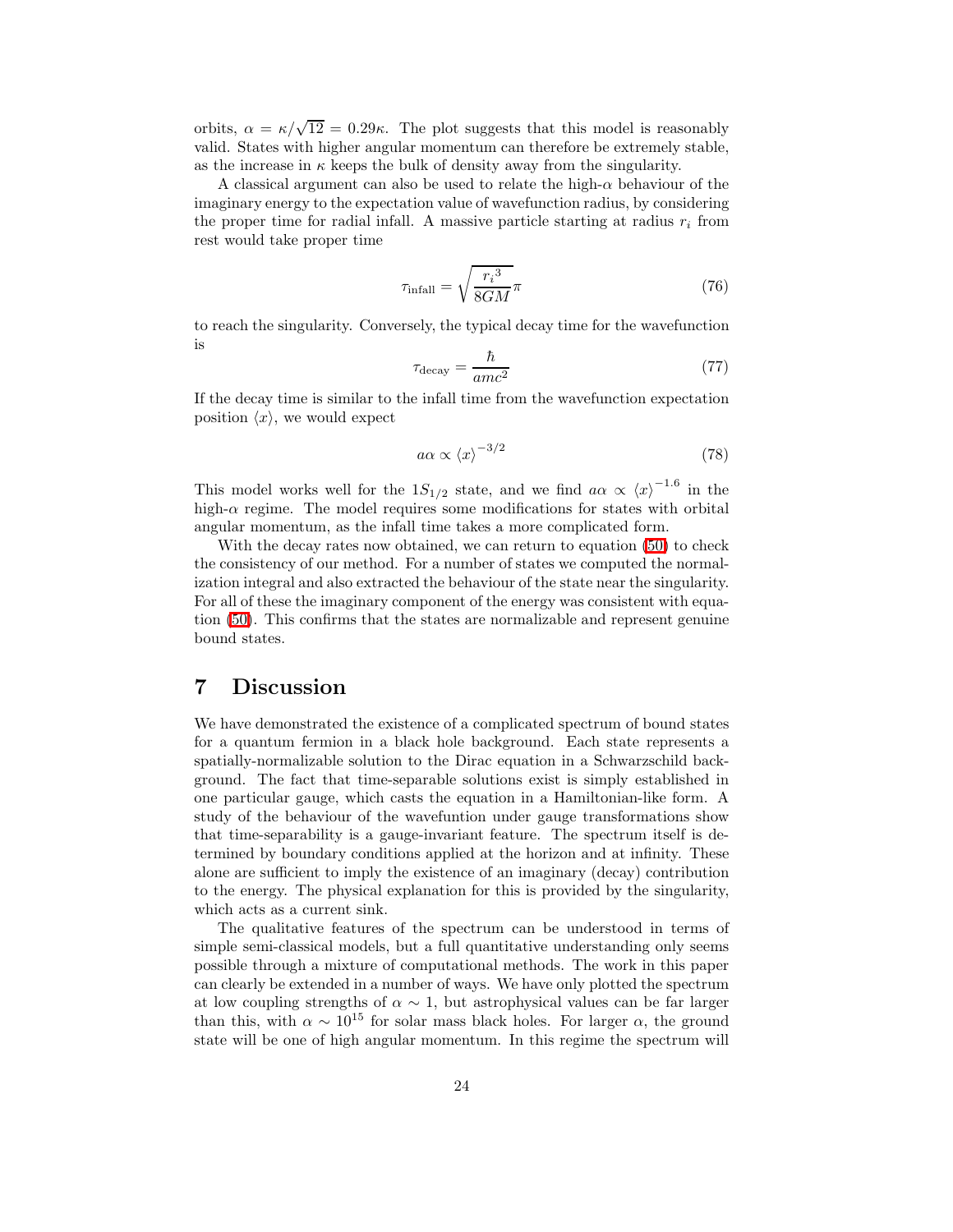orbits, $\alpha = \kappa/\sqrt{12} = 0.29\kappa$. The plot suggests that this model is reasonably valid. States with higher angular momentum can therefore be extremely stable, as the increase in $\kappa$ keeps the bulk of density away from the singularity.

A classical argument can also be used to relate the high-$\alpha$ behaviour of the imaginary energy to the expectation value of wavefunction radius, by considering the proper time for radial infall. A massive particle starting at radius $r_i$ from rest would take proper time

$$\tau_{\text{infall}} = \sqrt{\frac{{r_i}^3}{8GM}}\pi \tag{76}$$

to reach the singularity. Conversely, the typical decay time for the wavefunction is

$$\tau_{\text{decay}} = \frac{\hbar}{amc^2} \tag{77}$$

If the decay time is similar to the infall time from the wavefunction expectation position $\langle x \rangle$, we would expect

$$a\alpha \propto \langle x \rangle^{-3/2} \tag{78}$$

This model works well for the $1S_{1/2}$ state, and we find $a\alpha \propto \langle x \rangle^{-1.6}$ in the high-$\alpha$ regime. The model requires some modifications for states with orbital angular momentum, as the infall time takes a more complicated form.

With the decay rates now obtained, we can return to equation (50) to check the consistency of our method. For a number of states we computed the normalization integral and also extracted the behaviour of the state near the singularity. For all of these the imaginary component of the energy was consistent with equation (50). This confirms that the states are normalizable and represent genuine bound states.

# 7 Discussion

We have demonstrated the existence of a complicated spectrum of bound states for a quantum fermion in a black hole background. Each state represents a spatially-normalizable solution to the Dirac equation in a Schwarzschild background. The fact that time-separable solutions exist is simply established in one particular gauge, which casts the equation in a Hamiltonian-like form. A study of the behaviour of the wavefuntion under gauge transformations show that time-separability is a gauge-invariant feature. The spectrum itself is determined by boundary conditions applied at the horizon and at infinity. These alone are sufficient to imply the existence of an imaginary (decay) contribution to the energy. The physical explanation for this is provided by the singularity, which acts as a current sink.

The qualitative features of the spectrum can be understood in terms of simple semi-classical models, but a full quantitative understanding only seems possible through a mixture of computational methods. The work in this paper can clearly be extended in a number of ways. We have only plotted the spectrum at low coupling strengths of $\alpha \sim 1$, but astrophysical values can be far larger than this, with $\alpha \sim 10^{15}$ for solar mass black holes. For larger $\alpha$, the ground state will be one of high angular momentum. In this regime the spectrum will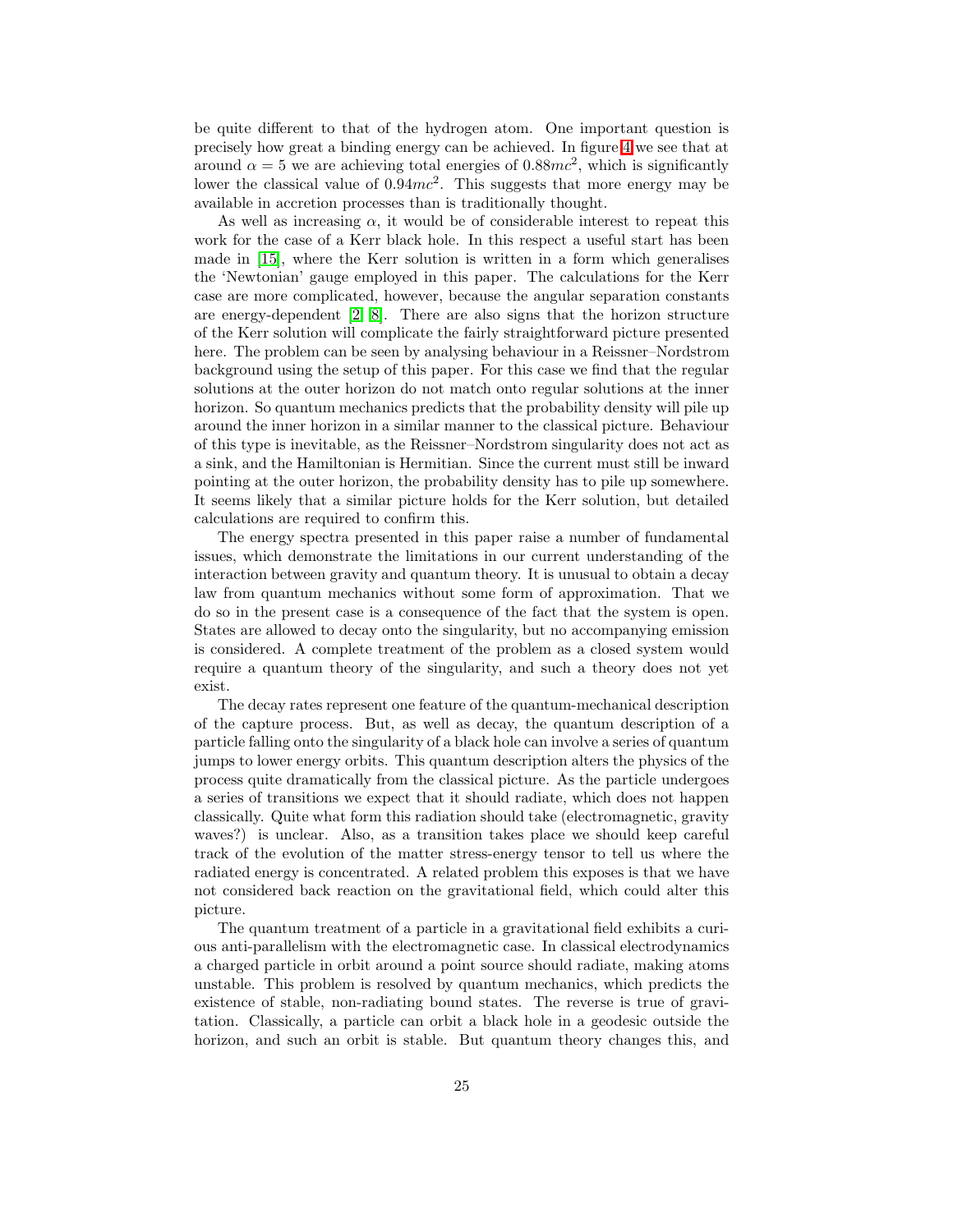be quite different to that of the hydrogen atom. One important question is precisely how great a binding energy can be achieved. In figure 4 we see that at around $\alpha = 5$ we are achieving total energies of $0.88mc^2$, which is significantly lower the classical value of $0.94mc^2$. This suggests that more energy may be available in accretion processes than is traditionally thought.

As well as increasing $\alpha$, it would be of considerable interest to repeat this work for the case of a Kerr black hole. In this respect a useful start has been made in [15], where the Kerr solution is written in a form which generalises the 'Newtonian' gauge employed in this paper. The calculations for the Kerr case are more complicated, however, because the angular separation constants are energy-dependent [2] [8]. There are also signs that the horizon structure of the Kerr solution will complicate the fairly straightforward picture presented here. The problem can be seen by analysing behaviour in a Reissner–Nordstrom background using the setup of this paper. For this case we find that the regular solutions at the outer horizon do not match onto regular solutions at the inner horizon. So quantum mechanics predicts that the probability density will pile up around the inner horizon in a similar manner to the classical picture. Behaviour of this type is inevitable, as the Reissner–Nordstrom singularity does not act as a sink, and the Hamiltonian is Hermitian. Since the current must still be inward pointing at the outer horizon, the probability density has to pile up somewhere. It seems likely that a similar picture holds for the Kerr solution, but detailed calculations are required to confirm this.

The energy spectra presented in this paper raise a number of fundamental issues, which demonstrate the limitations in our current understanding of the interaction between gravity and quantum theory. It is unusual to obtain a decay law from quantum mechanics without some form of approximation. That we do so in the present case is a consequence of the fact that the system is open. States are allowed to decay onto the singularity, but no accompanying emission is considered. A complete treatment of the problem as a closed system would require a quantum theory of the singularity, and such a theory does not yet exist.

The decay rates represent one feature of the quantum-mechanical description of the capture process. But, as well as decay, the quantum description of a particle falling onto the singularity of a black hole can involve a series of quantum jumps to lower energy orbits. This quantum description alters the physics of the process quite dramatically from the classical picture. As the particle undergoes a series of transitions we expect that it should radiate, which does not happen classically. Quite what form this radiation should take (electromagnetic, gravity waves?) is unclear. Also, as a transition takes place we should keep careful track of the evolution of the matter stress-energy tensor to tell us where the radiated energy is concentrated. A related problem this exposes is that we have not considered back reaction on the gravitational field, which could alter this picture.

The quantum treatment of a particle in a gravitational field exhibits a curious anti-parallelism with the electromagnetic case. In classical electrodynamics a charged particle in orbit around a point source should radiate, making atoms unstable. This problem is resolved by quantum mechanics, which predicts the existence of stable, non-radiating bound states. The reverse is true of gravitation. Classically, a particle can orbit a black hole in a geodesic outside the horizon, and such an orbit is stable. But quantum theory changes this, and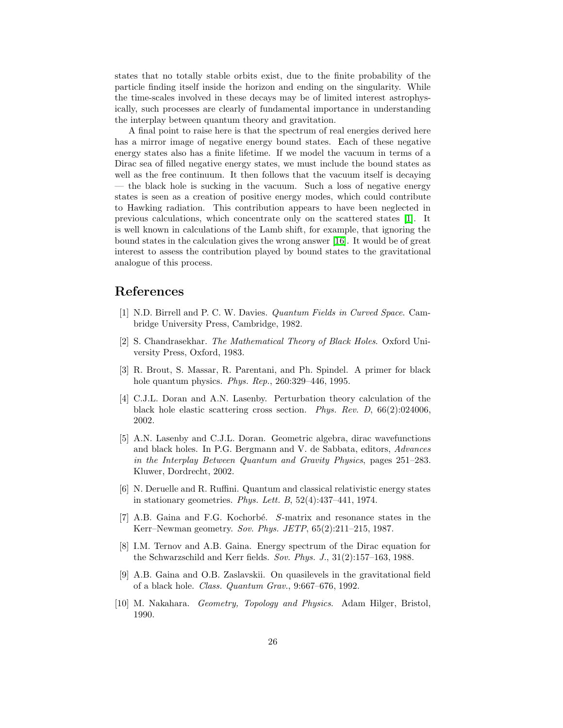states that no totally stable orbits exist, due to the finite probability of the particle finding itself inside the horizon and ending on the singularity. While the time-scales involved in these decays may be of limited interest astrophysically, such processes are clearly of fundamental importance in understanding the interplay between quantum theory and gravitation.

A final point to raise here is that the spectrum of real energies derived here has a mirror image of negative energy bound states. Each of these negative energy states also has a finite lifetime. If we model the vacuum in terms of a Dirac sea of filled negative energy states, we must include the bound states as well as the free continuum. It then follows that the vacuum itself is decaying — the black hole is sucking in the vacuum. Such a loss of negative energy states is seen as a creation of positive energy modes, which could contribute to Hawking radiation. This contribution appears to have been neglected in previous calculations, which concentrate only on the scattered states [1]. It is well known in calculations of the Lamb shift, for example, that ignoring the bound states in the calculation gives the wrong answer [16]. It would be of great interest to assess the contribution played by bound states to the gravitational analogue of this process.

# References

[1] N.D. Birrell and P. C. W. Davies. *Quantum Fields in Curved Space*. Cambridge University Press, Cambridge, 1982.

[2] S. Chandrasekhar. *The Mathematical Theory of Black Holes*. Oxford University Press, Oxford, 1983.

[3] R. Brout, S. Massar, R. Parentani, and Ph. Spindel. A primer for black hole quantum physics. *Phys. Rep.*, 260:329–446, 1995.

[4] C.J.L. Doran and A.N. Lasenby. Perturbation theory calculation of the black hole elastic scattering cross section. *Phys. Rev. D*, 66(2):024006, 2002.

[5] A.N. Lasenby and C.J.L. Doran. Geometric algebra, dirac wavefunctions and black holes. In P.G. Bergmann and V. de Sabbata, editors, *Advances in the Interplay Between Quantum and Gravity Physics*, pages 251–283. Kluwer, Dordrecht, 2002.

[6] N. Deruelle and R. Ruffini. Quantum and classical relativistic energy states in stationary geometries. *Phys. Lett. B*, 52(4):437–441, 1974.

[7] A.B. Gaina and F.G. Kochorbé. *S*-matrix and resonance states in the Kerr–Newman geometry. *Sov. Phys. JETP*, 65(2):211–215, 1987.

[8] I.M. Ternov and A.B. Gaina. Energy spectrum of the Dirac equation for the Schwarzschild and Kerr fields. *Sov. Phys. J.*, 31(2):157–163, 1988.

[9] A.B. Gaina and O.B. Zaslavskii. On quasilevels in the gravitational field of a black hole. *Class. Quantum Grav.*, 9:667–676, 1992.

[10] M. Nakahara. *Geometry, Topology and Physics*. Adam Hilger, Bristol, 1990.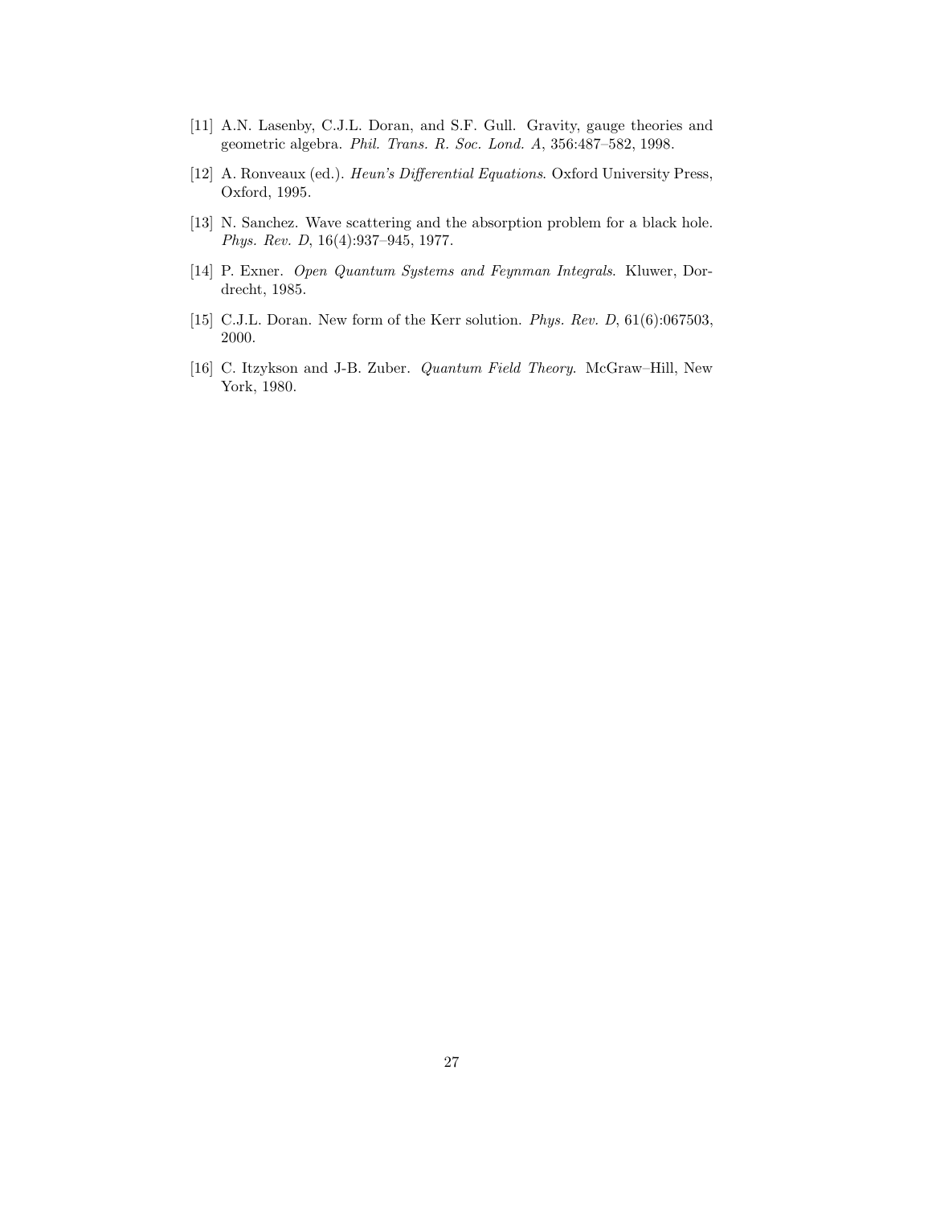[11] A.N. Lasenby, C.J.L. Doran, and S.F. Gull. Gravity, gauge theories and geometric algebra. *Phil. Trans. R. Soc. Lond. A*, 356:487–582, 1998.

[12] A. Ronveaux (ed.). *Heun's Differential Equations*. Oxford University Press, Oxford, 1995.

[13] N. Sanchez. Wave scattering and the absorption problem for a black hole. *Phys. Rev. D*, 16(4):937–945, 1977.

[14] P. Exner. *Open Quantum Systems and Feynman Integrals*. Kluwer, Dordrecht, 1985.

[15] C.J.L. Doran. New form of the Kerr solution. *Phys. Rev. D*, 61(6):067503, 2000.

[16] C. Itzykson and J-B. Zuber. *Quantum Field Theory*. McGraw–Hill, New York, 1980.